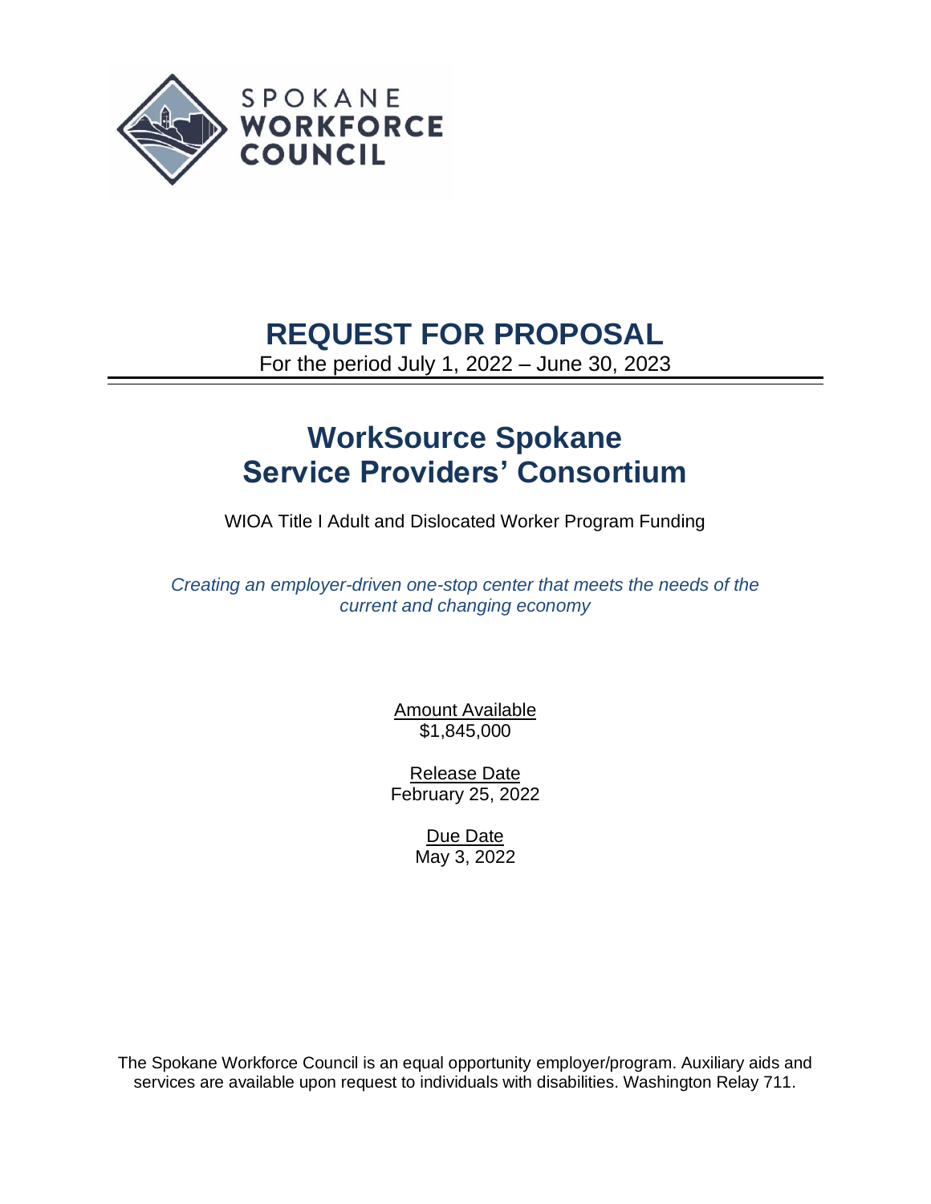SPOKANE
**WORKFORCE**
**COUNCIL**

# REQUEST FOR PROPOSAL

For the period July 1, 2022 – June 30, 2023

# WorkSource Spokane Service Providers' Consortium

WIOA Title I Adult and Dislocated Worker Program Funding

*Creating an employer-driven one-stop center that meets the needs of the current and changing economy*

Amount Available
$1,845,000

Release Date
February 25, 2022

Due Date
May 3, 2022

The Spokane Workforce Council is an equal opportunity employer/program. Auxiliary aids and services are available upon request to individuals with disabilities. Washington Relay 711.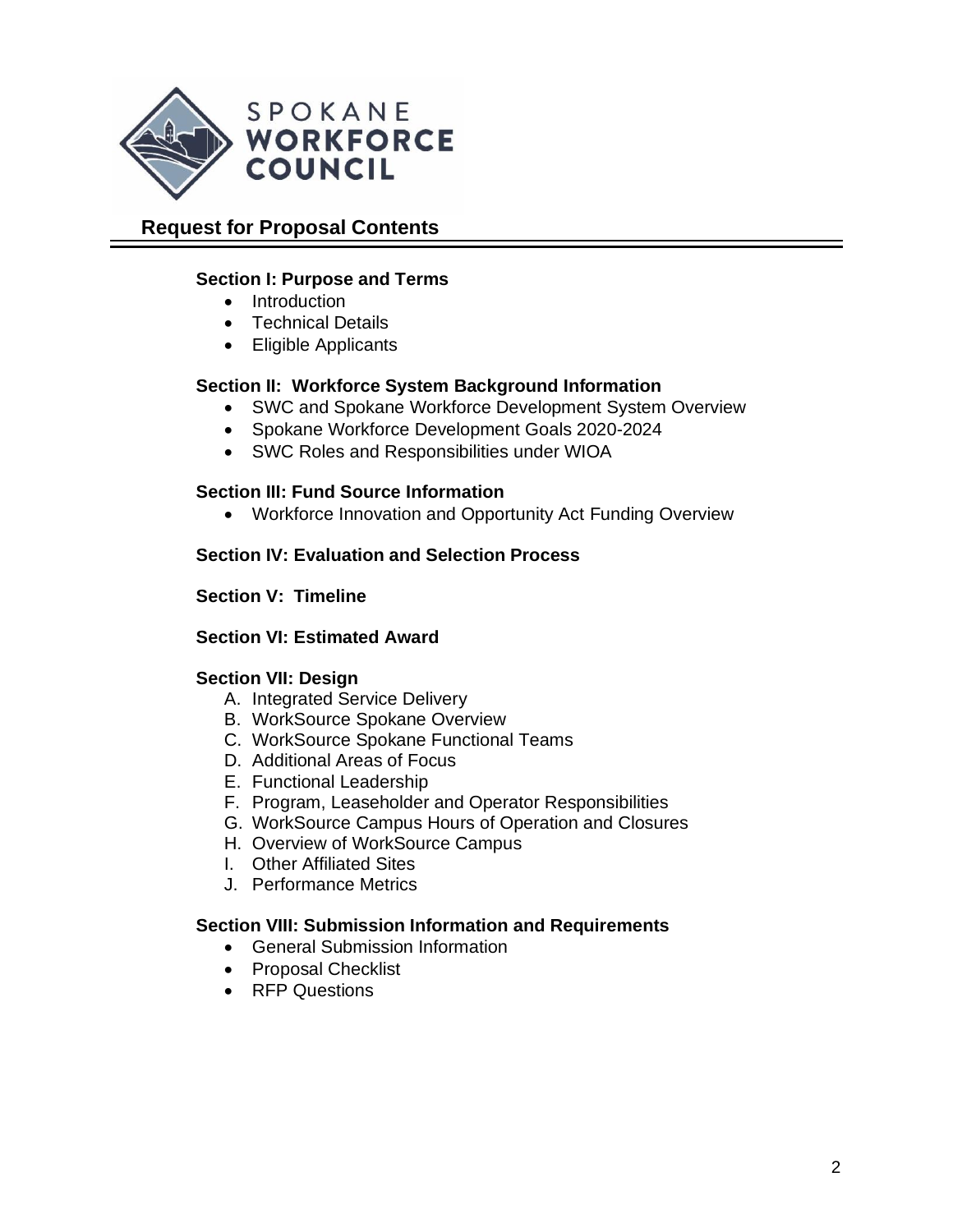# Request for Proposal Contents

### Section I: Purpose and Terms

- Introduction
- Technical Details
- Eligible Applicants

### Section II: Workforce System Background Information

- SWC and Spokane Workforce Development System Overview
- Spokane Workforce Development Goals 2020-2024
- SWC Roles and Responsibilities under WIOA

### Section III: Fund Source Information

- Workforce Innovation and Opportunity Act Funding Overview

### Section IV: Evaluation and Selection Process

### Section V: Timeline

### Section VI: Estimated Award

### Section VII: Design

A. Integrated Service Delivery
B. WorkSource Spokane Overview
C. WorkSource Spokane Functional Teams
D. Additional Areas of Focus
E. Functional Leadership
F. Program, Leaseholder and Operator Responsibilities
G. WorkSource Campus Hours of Operation and Closures
H. Overview of WorkSource Campus
I. Other Affiliated Sites
J. Performance Metrics

### Section VIII: Submission Information and Requirements

- General Submission Information
- Proposal Checklist
- RFP Questions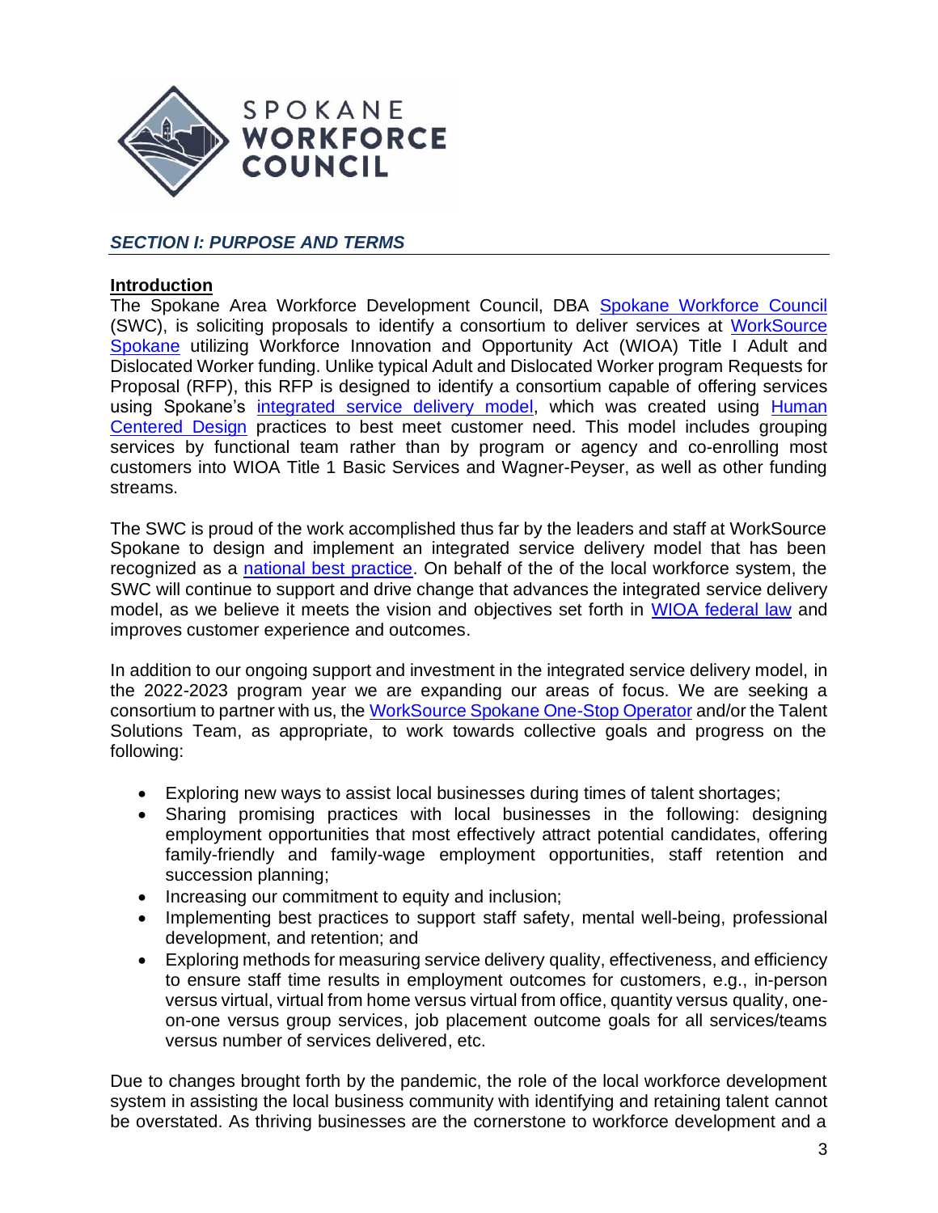## *SECTION I: PURPOSE AND TERMS*

**Introduction**

The Spokane Area Workforce Development Council, DBA Spokane Workforce Council (SWC), is soliciting proposals to identify a consortium to deliver services at WorkSource Spokane utilizing Workforce Innovation and Opportunity Act (WIOA) Title I Adult and Dislocated Worker funding. Unlike typical Adult and Dislocated Worker program Requests for Proposal (RFP), this RFP is designed to identify a consortium capable of offering services using Spokane's integrated service delivery model, which was created using Human Centered Design practices to best meet customer need. This model includes grouping services by functional team rather than by program or agency and co-enrolling most customers into WIOA Title 1 Basic Services and Wagner-Peyser, as well as other funding streams.

The SWC is proud of the work accomplished thus far by the leaders and staff at WorkSource Spokane to design and implement an integrated service delivery model that has been recognized as a national best practice. On behalf of the of the local workforce system, the SWC will continue to support and drive change that advances the integrated service delivery model, as we believe it meets the vision and objectives set forth in WIOA federal law and improves customer experience and outcomes.

In addition to our ongoing support and investment in the integrated service delivery model, in the 2022-2023 program year we are expanding our areas of focus. We are seeking a consortium to partner with us, the WorkSource Spokane One-Stop Operator and/or the Talent Solutions Team, as appropriate, to work towards collective goals and progress on the following:

- Exploring new ways to assist local businesses during times of talent shortages;
- Sharing promising practices with local businesses in the following: designing employment opportunities that most effectively attract potential candidates, offering family-friendly and family-wage employment opportunities, staff retention and succession planning;
- Increasing our commitment to equity and inclusion;
- Implementing best practices to support staff safety, mental well-being, professional development, and retention; and
- Exploring methods for measuring service delivery quality, effectiveness, and efficiency to ensure staff time results in employment outcomes for customers, e.g., in-person versus virtual, virtual from home versus virtual from office, quantity versus quality, one-on-one versus group services, job placement outcome goals for all services/teams versus number of services delivered, etc.

Due to changes brought forth by the pandemic, the role of the local workforce development system in assisting the local business community with identifying and retaining talent cannot be overstated. As thriving businesses are the cornerstone to workforce development and a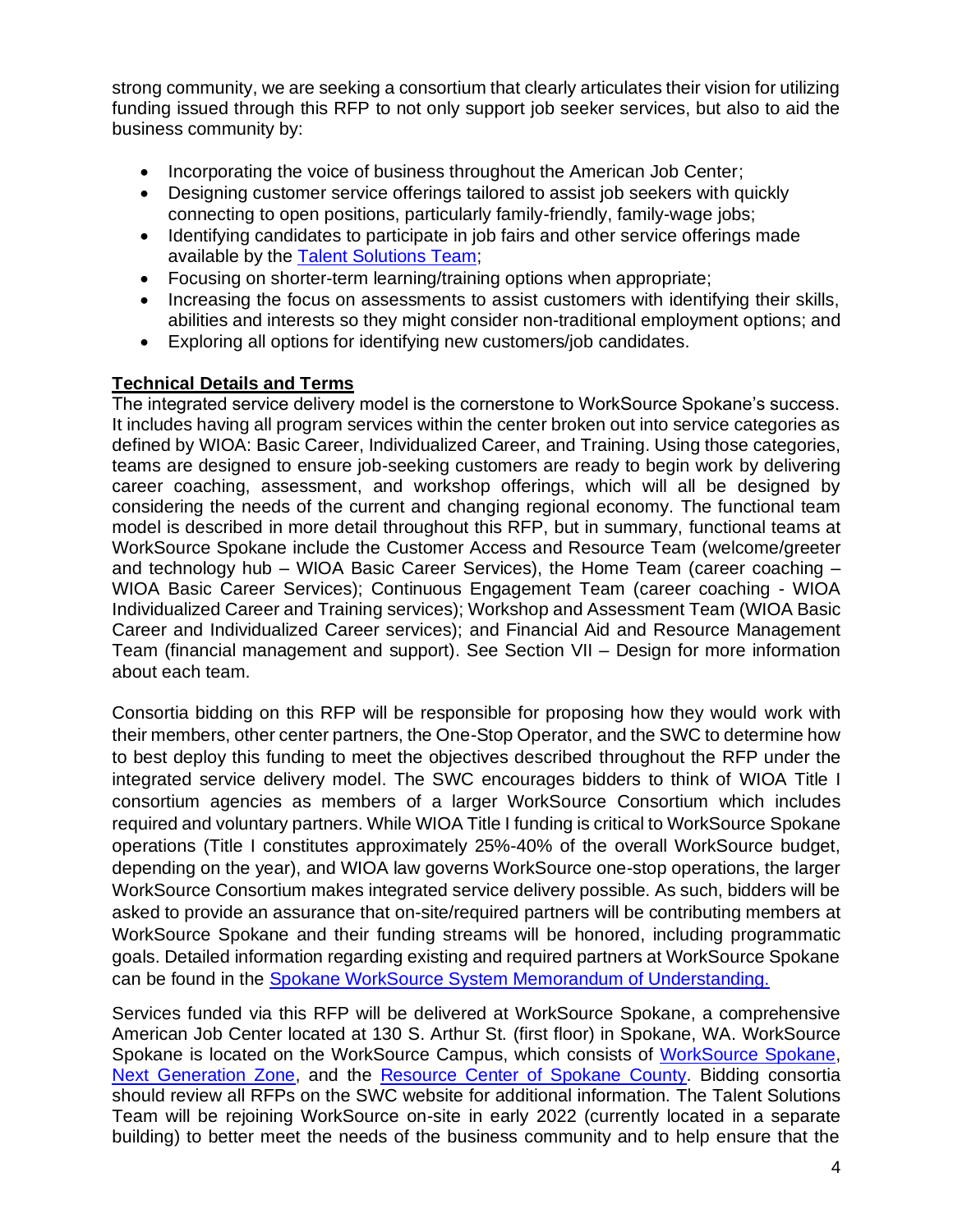strong community, we are seeking a consortium that clearly articulates their vision for utilizing funding issued through this RFP to not only support job seeker services, but also to aid the business community by:

- Incorporating the voice of business throughout the American Job Center;
- Designing customer service offerings tailored to assist job seekers with quickly connecting to open positions, particularly family-friendly, family-wage jobs;
- Identifying candidates to participate in job fairs and other service offerings made available by the Talent Solutions Team;
- Focusing on shorter-term learning/training options when appropriate;
- Increasing the focus on assessments to assist customers with identifying their skills, abilities and interests so they might consider non-traditional employment options; and
- Exploring all options for identifying new customers/job candidates.

**Technical Details and Terms**

The integrated service delivery model is the cornerstone to WorkSource Spokane's success. It includes having all program services within the center broken out into service categories as defined by WIOA: Basic Career, Individualized Career, and Training. Using those categories, teams are designed to ensure job-seeking customers are ready to begin work by delivering career coaching, assessment, and workshop offerings, which will all be designed by considering the needs of the current and changing regional economy. The functional team model is described in more detail throughout this RFP, but in summary, functional teams at WorkSource Spokane include the Customer Access and Resource Team (welcome/greeter and technology hub – WIOA Basic Career Services), the Home Team (career coaching – WIOA Basic Career Services); Continuous Engagement Team (career coaching - WIOA Individualized Career and Training services); Workshop and Assessment Team (WIOA Basic Career and Individualized Career services); and Financial Aid and Resource Management Team (financial management and support). See Section VII – Design for more information about each team.

Consortia bidding on this RFP will be responsible for proposing how they would work with their members, other center partners, the One-Stop Operator, and the SWC to determine how to best deploy this funding to meet the objectives described throughout the RFP under the integrated service delivery model. The SWC encourages bidders to think of WIOA Title I consortium agencies as members of a larger WorkSource Consortium which includes required and voluntary partners. While WIOA Title I funding is critical to WorkSource Spokane operations (Title I constitutes approximately 25%-40% of the overall WorkSource budget, depending on the year), and WIOA law governs WorkSource one-stop operations, the larger WorkSource Consortium makes integrated service delivery possible. As such, bidders will be asked to provide an assurance that on-site/required partners will be contributing members at WorkSource Spokane and their funding streams will be honored, including programmatic goals. Detailed information regarding existing and required partners at WorkSource Spokane can be found in the Spokane WorkSource System Memorandum of Understanding.

Services funded via this RFP will be delivered at WorkSource Spokane, a comprehensive American Job Center located at 130 S. Arthur St. (first floor) in Spokane, WA. WorkSource Spokane is located on the WorkSource Campus, which consists of WorkSource Spokane, Next Generation Zone, and the Resource Center of Spokane County. Bidding consortia should review all RFPs on the SWC website for additional information. The Talent Solutions Team will be rejoining WorkSource on-site in early 2022 (currently located in a separate building) to better meet the needs of the business community and to help ensure that the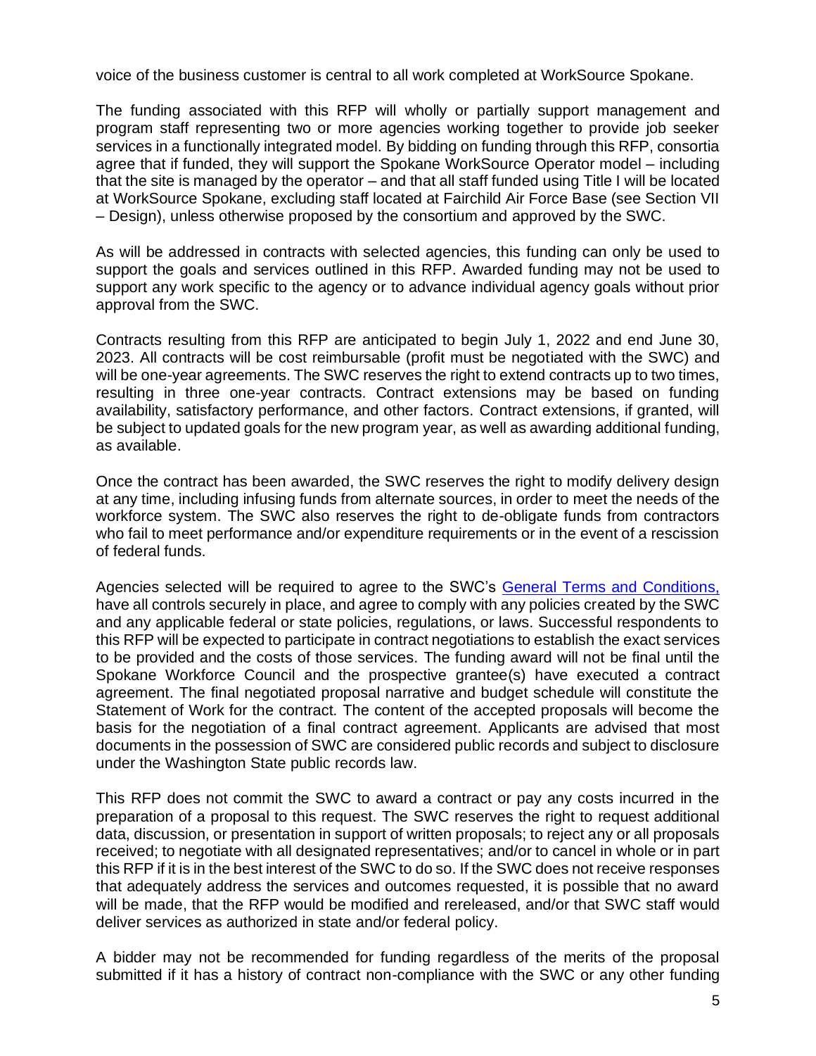voice of the business customer is central to all work completed at WorkSource Spokane.

The funding associated with this RFP will wholly or partially support management and program staff representing two or more agencies working together to provide job seeker services in a functionally integrated model. By bidding on funding through this RFP, consortia agree that if funded, they will support the Spokane WorkSource Operator model – including that the site is managed by the operator – and that all staff funded using Title I will be located at WorkSource Spokane, excluding staff located at Fairchild Air Force Base (see Section VII – Design), unless otherwise proposed by the consortium and approved by the SWC.

As will be addressed in contracts with selected agencies, this funding can only be used to support the goals and services outlined in this RFP. Awarded funding may not be used to support any work specific to the agency or to advance individual agency goals without prior approval from the SWC.

Contracts resulting from this RFP are anticipated to begin July 1, 2022 and end June 30, 2023. All contracts will be cost reimbursable (profit must be negotiated with the SWC) and will be one-year agreements. The SWC reserves the right to extend contracts up to two times, resulting in three one-year contracts. Contract extensions may be based on funding availability, satisfactory performance, and other factors. Contract extensions, if granted, will be subject to updated goals for the new program year, as well as awarding additional funding, as available.

Once the contract has been awarded, the SWC reserves the right to modify delivery design at any time, including infusing funds from alternate sources, in order to meet the needs of the workforce system. The SWC also reserves the right to de-obligate funds from contractors who fail to meet performance and/or expenditure requirements or in the event of a rescission of federal funds.

Agencies selected will be required to agree to the SWC's [General Terms and Conditions,](General Terms and Conditions) have all controls securely in place, and agree to comply with any policies created by the SWC and any applicable federal or state policies, regulations, or laws. Successful respondents to this RFP will be expected to participate in contract negotiations to establish the exact services to be provided and the costs of those services. The funding award will not be final until the Spokane Workforce Council and the prospective grantee(s) have executed a contract agreement. The final negotiated proposal narrative and budget schedule will constitute the Statement of Work for the contract. The content of the accepted proposals will become the basis for the negotiation of a final contract agreement. Applicants are advised that most documents in the possession of SWC are considered public records and subject to disclosure under the Washington State public records law.

This RFP does not commit the SWC to award a contract or pay any costs incurred in the preparation of a proposal to this request. The SWC reserves the right to request additional data, discussion, or presentation in support of written proposals; to reject any or all proposals received; to negotiate with all designated representatives; and/or to cancel in whole or in part this RFP if it is in the best interest of the SWC to do so. If the SWC does not receive responses that adequately address the services and outcomes requested, it is possible that no award will be made, that the RFP would be modified and rereleased, and/or that SWC staff would deliver services as authorized in state and/or federal policy.

A bidder may not be recommended for funding regardless of the merits of the proposal submitted if it has a history of contract non-compliance with the SWC or any other funding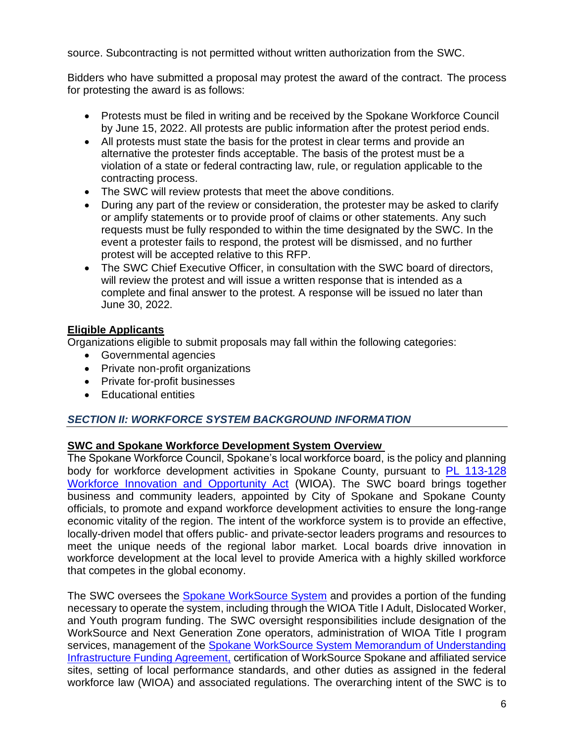source. Subcontracting is not permitted without written authorization from the SWC.

Bidders who have submitted a proposal may protest the award of the contract. The process for protesting the award is as follows:

- Protests must be filed in writing and be received by the Spokane Workforce Council by June 15, 2022. All protests are public information after the protest period ends.
- All protests must state the basis for the protest in clear terms and provide an alternative the protester finds acceptable. The basis of the protest must be a violation of a state or federal contracting law, rule, or regulation applicable to the contracting process.
- The SWC will review protests that meet the above conditions.
- During any part of the review or consideration, the protester may be asked to clarify or amplify statements or to provide proof of claims or other statements. Any such requests must be fully responded to within the time designated by the SWC. In the event a protester fails to respond, the protest will be dismissed, and no further protest will be accepted relative to this RFP.
- The SWC Chief Executive Officer, in consultation with the SWC board of directors, will review the protest and will issue a written response that is intended as a complete and final answer to the protest. A response will be issued no later than June 30, 2022.

**Eligible Applicants**

Organizations eligible to submit proposals may fall within the following categories:

- Governmental agencies
- Private non-profit organizations
- Private for-profit businesses
- Educational entities

## *SECTION II: WORKFORCE SYSTEM BACKGROUND INFORMATION*

**SWC and Spokane Workforce Development System Overview**

The Spokane Workforce Council, Spokane's local workforce board, is the policy and planning body for workforce development activities in Spokane County, pursuant to PL 113-128 Workforce Innovation and Opportunity Act (WIOA). The SWC board brings together business and community leaders, appointed by City of Spokane and Spokane County officials, to promote and expand workforce development activities to ensure the long-range economic vitality of the region. The intent of the workforce system is to provide an effective, locally-driven model that offers public- and private-sector leaders programs and resources to meet the unique needs of the regional labor market. Local boards drive innovation in workforce development at the local level to provide America with a highly skilled workforce that competes in the global economy.

The SWC oversees the Spokane WorkSource System and provides a portion of the funding necessary to operate the system, including through the WIOA Title I Adult, Dislocated Worker, and Youth program funding. The SWC oversight responsibilities include designation of the WorkSource and Next Generation Zone operators, administration of WIOA Title I program services, management of the Spokane WorkSource System Memorandum of Understanding Infrastructure Funding Agreement, certification of WorkSource Spokane and affiliated service sites, setting of local performance standards, and other duties as assigned in the federal workforce law (WIOA) and associated regulations. The overarching intent of the SWC is to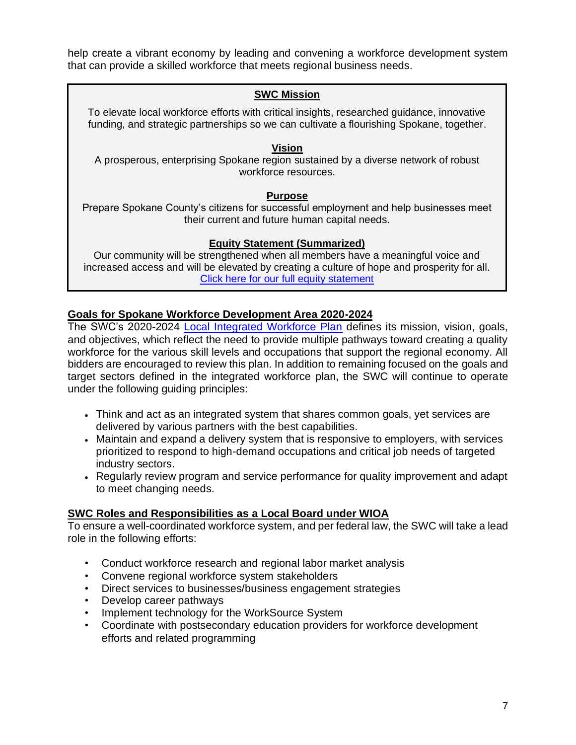help create a vibrant economy by leading and convening a workforce development system that can provide a skilled workforce that meets regional business needs.

**SWC Mission**

To elevate local workforce efforts with critical insights, researched guidance, innovative funding, and strategic partnerships so we can cultivate a flourishing Spokane, together.

**Vision**

A prosperous, enterprising Spokane region sustained by a diverse network of robust workforce resources.

**Purpose**

Prepare Spokane County's citizens for successful employment and help businesses meet their current and future human capital needs.

**Equity Statement (Summarized)**

Our community will be strengthened when all members have a meaningful voice and increased access and will be elevated by creating a culture of hope and prosperity for all. [Click here for our full equity statement]

## Goals for Spokane Workforce Development Area 2020-2024

The SWC's 2020-2024 [Local Integrated Workforce Plan] defines its mission, vision, goals, and objectives, which reflect the need to provide multiple pathways toward creating a quality workforce for the various skill levels and occupations that support the regional economy. All bidders are encouraged to review this plan. In addition to remaining focused on the goals and target sectors defined in the integrated workforce plan, the SWC will continue to operate under the following guiding principles:

- Think and act as an integrated system that shares common goals, yet services are delivered by various partners with the best capabilities.
- Maintain and expand a delivery system that is responsive to employers, with services prioritized to respond to high-demand occupations and critical job needs of targeted industry sectors.
- Regularly review program and service performance for quality improvement and adapt to meet changing needs.

## SWC Roles and Responsibilities as a Local Board under WIOA

To ensure a well-coordinated workforce system, and per federal law, the SWC will take a lead role in the following efforts:

- Conduct workforce research and regional labor market analysis
- Convene regional workforce system stakeholders
- Direct services to businesses/business engagement strategies
- Develop career pathways
- Implement technology for the WorkSource System
- Coordinate with postsecondary education providers for workforce development efforts and related programming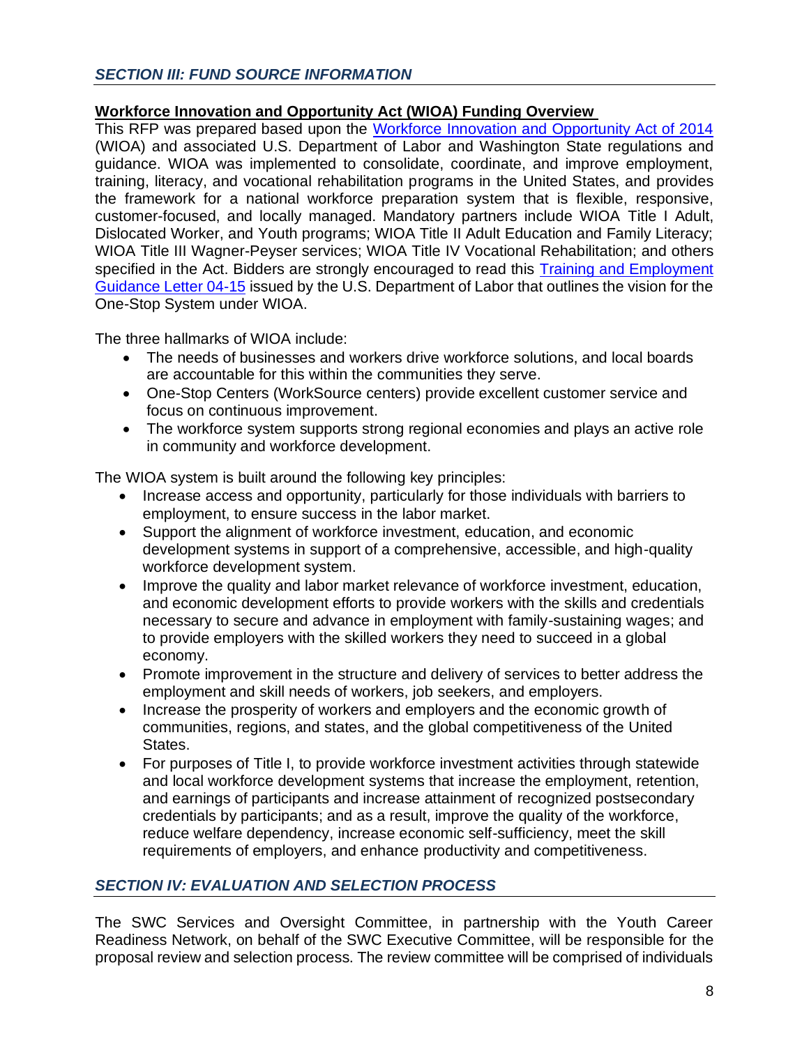## *SECTION III: FUND SOURCE INFORMATION*

**Workforce Innovation and Opportunity Act (WIOA) Funding Overview**

This RFP was prepared based upon the Workforce Innovation and Opportunity Act of 2014 (WIOA) and associated U.S. Department of Labor and Washington State regulations and guidance. WIOA was implemented to consolidate, coordinate, and improve employment, training, literacy, and vocational rehabilitation programs in the United States, and provides the framework for a national workforce preparation system that is flexible, responsive, customer-focused, and locally managed. Mandatory partners include WIOA Title I Adult, Dislocated Worker, and Youth programs; WIOA Title II Adult Education and Family Literacy; WIOA Title III Wagner-Peyser services; WIOA Title IV Vocational Rehabilitation; and others specified in the Act. Bidders are strongly encouraged to read this Training and Employment Guidance Letter 04-15 issued by the U.S. Department of Labor that outlines the vision for the One-Stop System under WIOA.

The three hallmarks of WIOA include:

- The needs of businesses and workers drive workforce solutions, and local boards are accountable for this within the communities they serve.
- One-Stop Centers (WorkSource centers) provide excellent customer service and focus on continuous improvement.
- The workforce system supports strong regional economies and plays an active role in community and workforce development.

The WIOA system is built around the following key principles:

- Increase access and opportunity, particularly for those individuals with barriers to employment, to ensure success in the labor market.
- Support the alignment of workforce investment, education, and economic development systems in support of a comprehensive, accessible, and high-quality workforce development system.
- Improve the quality and labor market relevance of workforce investment, education, and economic development efforts to provide workers with the skills and credentials necessary to secure and advance in employment with family-sustaining wages; and to provide employers with the skilled workers they need to succeed in a global economy.
- Promote improvement in the structure and delivery of services to better address the employment and skill needs of workers, job seekers, and employers.
- Increase the prosperity of workers and employers and the economic growth of communities, regions, and states, and the global competitiveness of the United States.
- For purposes of Title I, to provide workforce investment activities through statewide and local workforce development systems that increase the employment, retention, and earnings of participants and increase attainment of recognized postsecondary credentials by participants; and as a result, improve the quality of the workforce, reduce welfare dependency, increase economic self-sufficiency, meet the skill requirements of employers, and enhance productivity and competitiveness.

## *SECTION IV: EVALUATION AND SELECTION PROCESS*

The SWC Services and Oversight Committee, in partnership with the Youth Career Readiness Network, on behalf of the SWC Executive Committee, will be responsible for the proposal review and selection process. The review committee will be comprised of individuals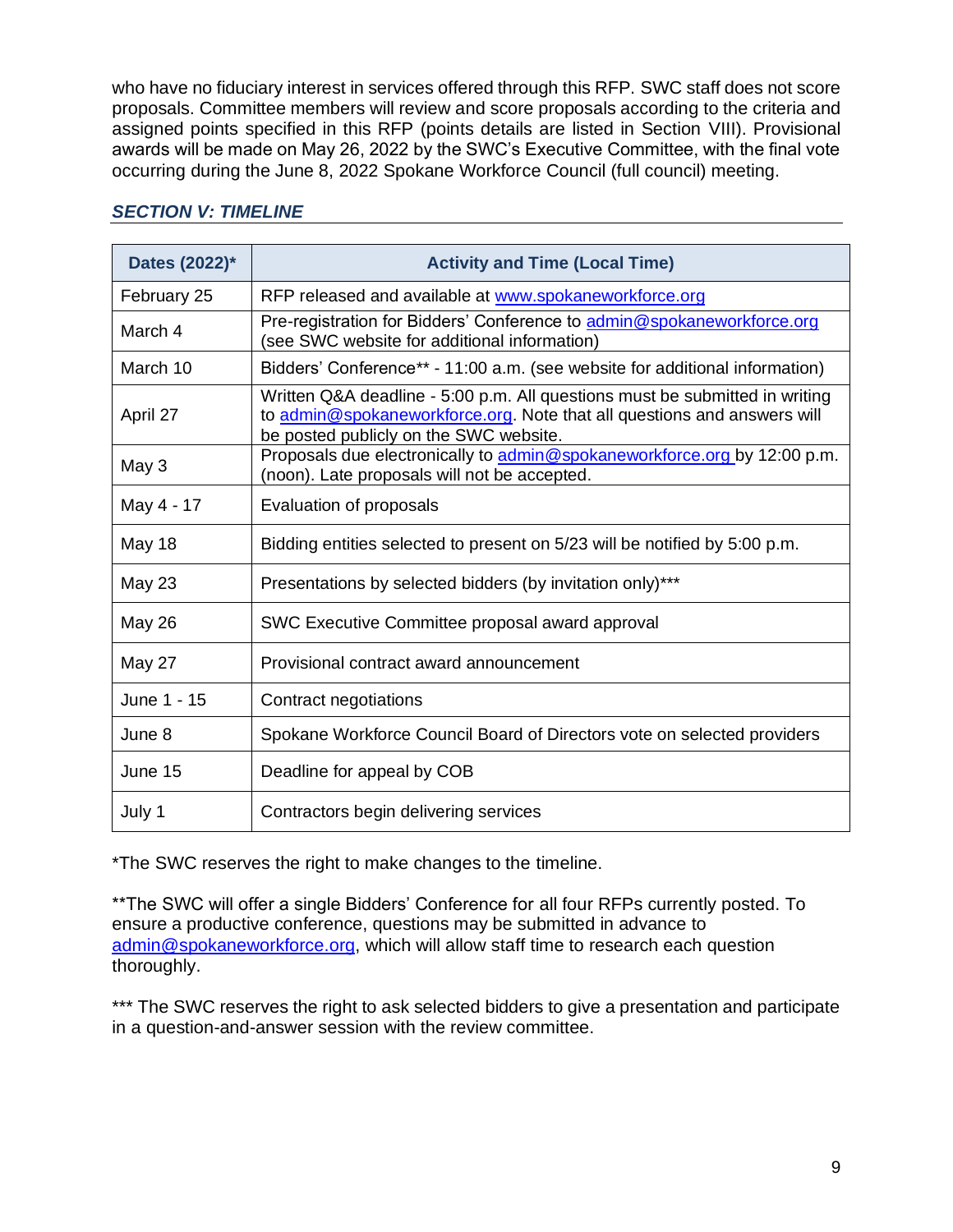who have no fiduciary interest in services offered through this RFP. SWC staff does not score proposals. Committee members will review and score proposals according to the criteria and assigned points specified in this RFP (points details are listed in Section VIII). Provisional awards will be made on May 26, 2022 by the SWC's Executive Committee, with the final vote occurring during the June 8, 2022 Spokane Workforce Council (full council) meeting.

## *SECTION V: TIMELINE*

| Dates (2022)* | Activity and Time (Local Time) |
|---|---|
| February 25 | RFP released and available at www.spokaneworkforce.org |
| March 4 | Pre-registration for Bidders' Conference to admin@spokaneworkforce.org (see SWC website for additional information) |
| March 10 | Bidders' Conference** - 11:00 a.m. (see website for additional information) |
| April 27 | Written Q&A deadline - 5:00 p.m. All questions must be submitted in writing to admin@spokaneworkforce.org. Note that all questions and answers will be posted publicly on the SWC website. |
| May 3 | Proposals due electronically to admin@spokaneworkforce.org by 12:00 p.m. (noon). Late proposals will not be accepted. |
| May 4 - 17 | Evaluation of proposals |
| May 18 | Bidding entities selected to present on 5/23 will be notified by 5:00 p.m. |
| May 23 | Presentations by selected bidders (by invitation only)*** |
| May 26 | SWC Executive Committee proposal award approval |
| May 27 | Provisional contract award announcement |
| June 1 - 15 | Contract negotiations |
| June 8 | Spokane Workforce Council Board of Directors vote on selected providers |
| June 15 | Deadline for appeal by COB |
| July 1 | Contractors begin delivering services |

*The SWC reserves the right to make changes to the timeline.

**The SWC will offer a single Bidders' Conference for all four RFPs currently posted. To ensure a productive conference, questions may be submitted in advance to admin@spokaneworkforce.org, which will allow staff time to research each question thoroughly.

*** The SWC reserves the right to ask selected bidders to give a presentation and participate in a question-and-answer session with the review committee.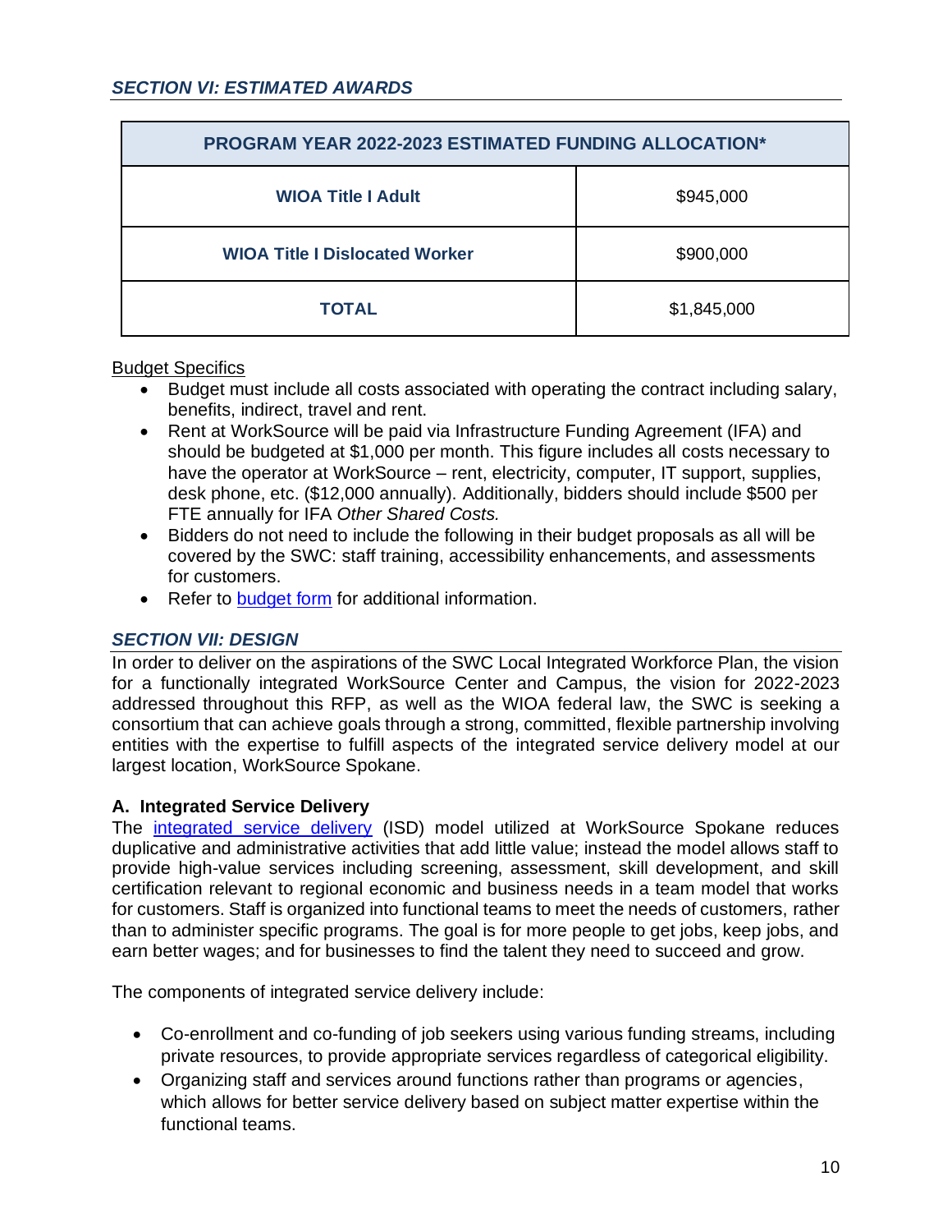## *SECTION VI: ESTIMATED AWARDS*

| PROGRAM YEAR 2022-2023 ESTIMATED FUNDING ALLOCATION* | |
|---|---|
| **WIOA Title I Adult** | $945,000 |
| **WIOA Title I Dislocated Worker** | $900,000 |
| **TOTAL** | $1,845,000 |

Budget Specifics

- Budget must include all costs associated with operating the contract including salary, benefits, indirect, travel and rent.
- Rent at WorkSource will be paid via Infrastructure Funding Agreement (IFA) and should be budgeted at $1,000 per month. This figure includes all costs necessary to have the operator at WorkSource – rent, electricity, computer, IT support, supplies, desk phone, etc. ($12,000 annually). Additionally, bidders should include $500 per FTE annually for IFA *Other Shared Costs.*
- Bidders do not need to include the following in their budget proposals as all will be covered by the SWC: staff training, accessibility enhancements, and assessments for customers.
- Refer to budget form for additional information.

## *SECTION VII: DESIGN*

In order to deliver on the aspirations of the SWC Local Integrated Workforce Plan, the vision for a functionally integrated WorkSource Center and Campus, the vision for 2022-2023 addressed throughout this RFP, as well as the WIOA federal law, the SWC is seeking a consortium that can achieve goals through a strong, committed, flexible partnership involving entities with the expertise to fulfill aspects of the integrated service delivery model at our largest location, WorkSource Spokane.

### A. Integrated Service Delivery

The integrated service delivery (ISD) model utilized at WorkSource Spokane reduces duplicative and administrative activities that add little value; instead the model allows staff to provide high-value services including screening, assessment, skill development, and skill certification relevant to regional economic and business needs in a team model that works for customers. Staff is organized into functional teams to meet the needs of customers, rather than to administer specific programs. The goal is for more people to get jobs, keep jobs, and earn better wages; and for businesses to find the talent they need to succeed and grow.

The components of integrated service delivery include:

- Co-enrollment and co-funding of job seekers using various funding streams, including private resources, to provide appropriate services regardless of categorical eligibility.
- Organizing staff and services around functions rather than programs or agencies, which allows for better service delivery based on subject matter expertise within the functional teams.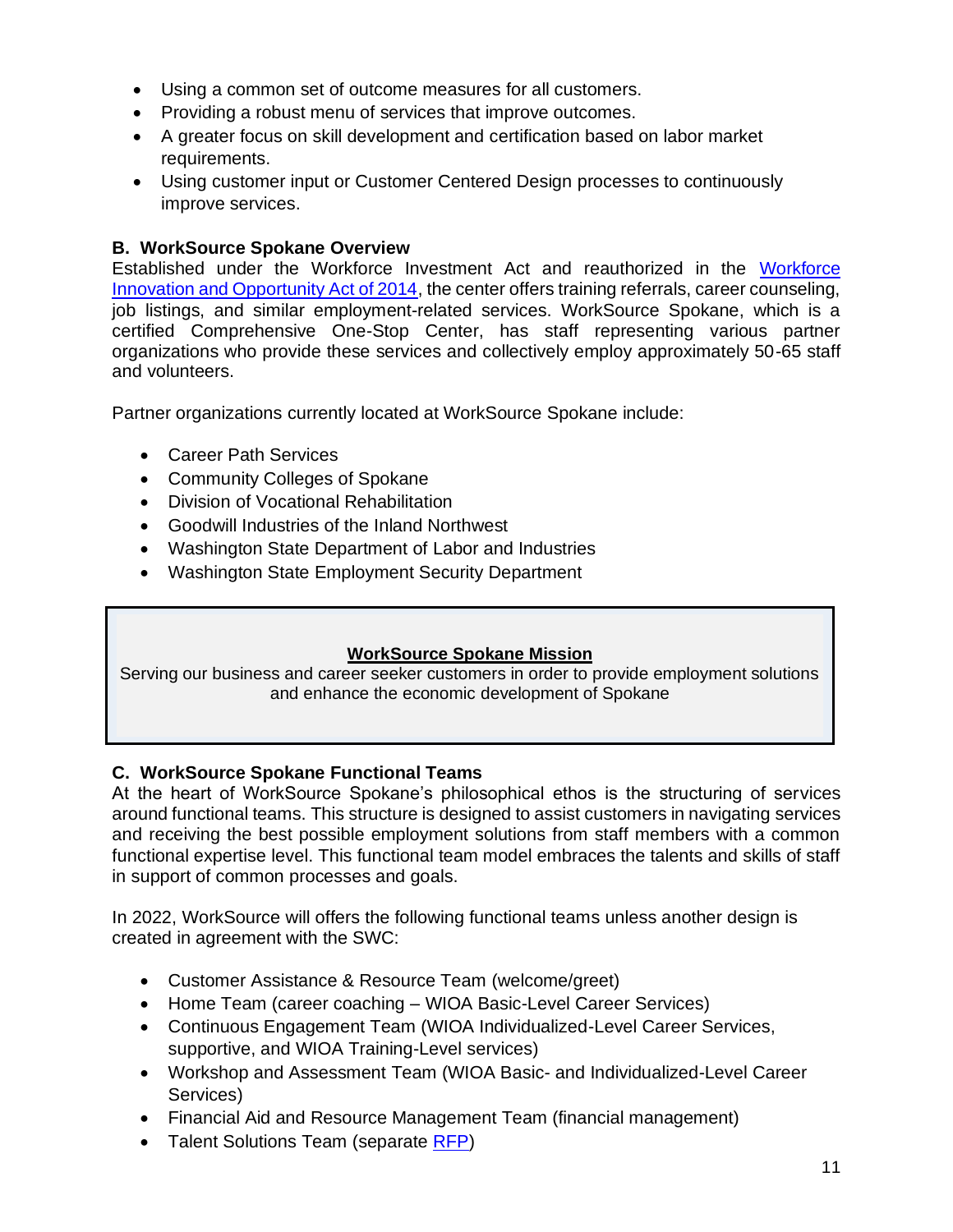- Using a common set of outcome measures for all customers.
- Providing a robust menu of services that improve outcomes.
- A greater focus on skill development and certification based on labor market requirements.
- Using customer input or Customer Centered Design processes to continuously improve services.

### B. WorkSource Spokane Overview

Established under the Workforce Investment Act and reauthorized in the [Workforce Innovation and Opportunity Act of 2014](), the center offers training referrals, career counseling, job listings, and similar employment-related services. WorkSource Spokane, which is a certified Comprehensive One-Stop Center, has staff representing various partner organizations who provide these services and collectively employ approximately 50-65 staff and volunteers.

Partner organizations currently located at WorkSource Spokane include:

- Career Path Services
- Community Colleges of Spokane
- Division of Vocational Rehabilitation
- Goodwill Industries of the Inland Northwest
- Washington State Department of Labor and Industries
- Washington State Employment Security Department

> **WorkSource Spokane Mission**
>
> Serving our business and career seeker customers in order to provide employment solutions and enhance the economic development of Spokane

### C. WorkSource Spokane Functional Teams

At the heart of WorkSource Spokane's philosophical ethos is the structuring of services around functional teams. This structure is designed to assist customers in navigating services and receiving the best possible employment solutions from staff members with a common functional expertise level. This functional team model embraces the talents and skills of staff in support of common processes and goals.

In 2022, WorkSource will offers the following functional teams unless another design is created in agreement with the SWC:

- Customer Assistance & Resource Team (welcome/greet)
- Home Team (career coaching – WIOA Basic-Level Career Services)
- Continuous Engagement Team (WIOA Individualized-Level Career Services, supportive, and WIOA Training-Level services)
- Workshop and Assessment Team (WIOA Basic- and Individualized-Level Career Services)
- Financial Aid and Resource Management Team (financial management)
- Talent Solutions Team (separate [RFP]())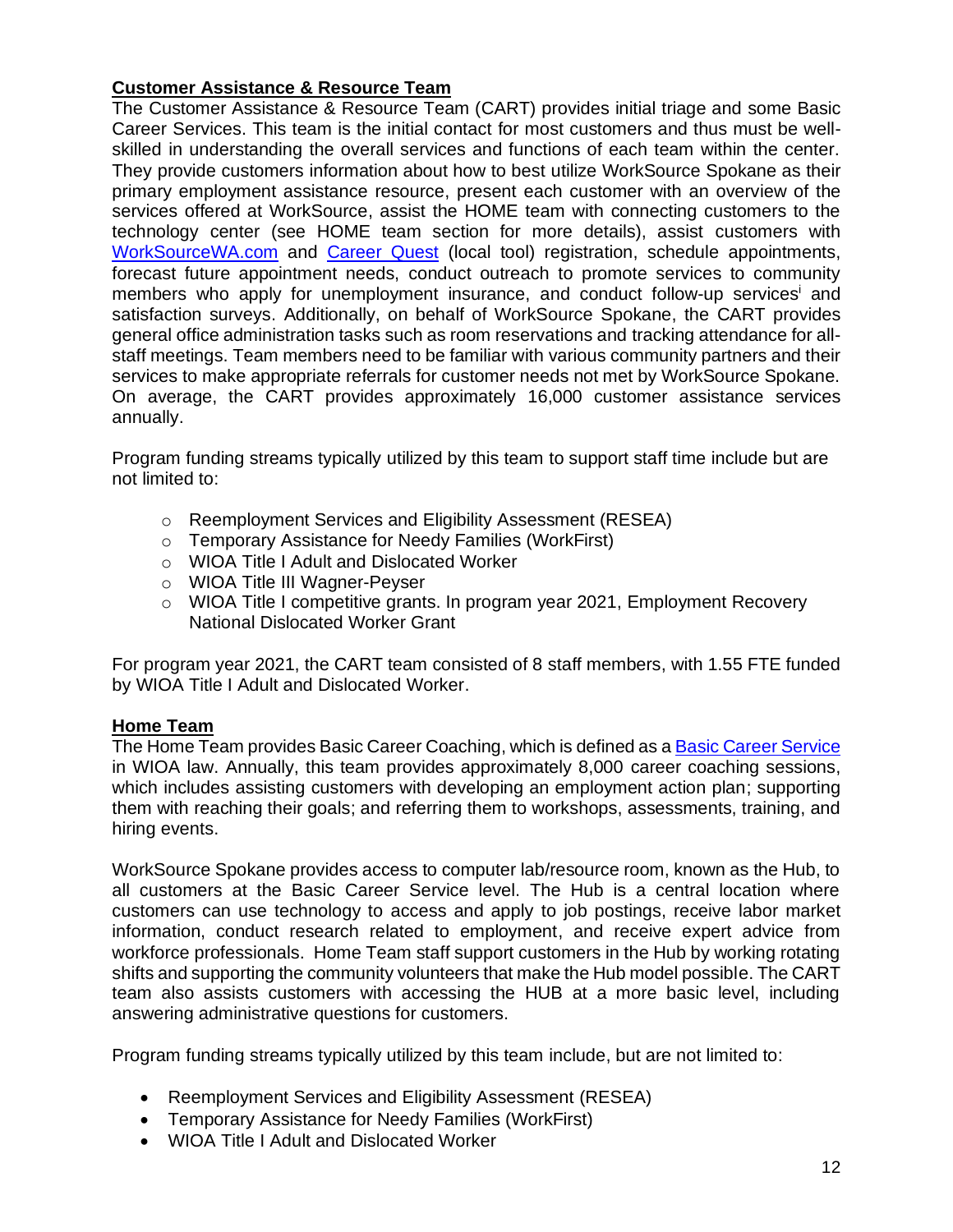**Customer Assistance & Resource Team**

The Customer Assistance & Resource Team (CART) provides initial triage and some Basic Career Services. This team is the initial contact for most customers and thus must be well-skilled in understanding the overall services and functions of each team within the center. They provide customers information about how to best utilize WorkSource Spokane as their primary employment assistance resource, present each customer with an overview of the services offered at WorkSource, assist the HOME team with connecting customers to the technology center (see HOME team section for more details), assist customers with [WorkSourceWA.com](WorkSourceWA.com) and [Career Quest](Career Quest) (local tool) registration, schedule appointments, forecast future appointment needs, conduct outreach to promote services to community members who apply for unemployment insurance, and conduct follow-up services[i] and satisfaction surveys. Additionally, on behalf of WorkSource Spokane, the CART provides general office administration tasks such as room reservations and tracking attendance for all-staff meetings. Team members need to be familiar with various community partners and their services to make appropriate referrals for customer needs not met by WorkSource Spokane. On average, the CART provides approximately 16,000 customer assistance services annually.

Program funding streams typically utilized by this team to support staff time include but are not limited to:

- Reemployment Services and Eligibility Assessment (RESEA)
- Temporary Assistance for Needy Families (WorkFirst)
- WIOA Title I Adult and Dislocated Worker
- WIOA Title III Wagner-Peyser
- WIOA Title I competitive grants. In program year 2021, Employment Recovery National Dislocated Worker Grant

For program year 2021, the CART team consisted of 8 staff members, with 1.55 FTE funded by WIOA Title I Adult and Dislocated Worker.

**Home Team**

The Home Team provides Basic Career Coaching, which is defined as a [Basic Career Service](Basic Career Service) in WIOA law. Annually, this team provides approximately 8,000 career coaching sessions, which includes assisting customers with developing an employment action plan; supporting them with reaching their goals; and referring them to workshops, assessments, training, and hiring events.

WorkSource Spokane provides access to computer lab/resource room, known as the Hub, to all customers at the Basic Career Service level. The Hub is a central location where customers can use technology to access and apply to job postings, receive labor market information, conduct research related to employment, and receive expert advice from workforce professionals. Home Team staff support customers in the Hub by working rotating shifts and supporting the community volunteers that make the Hub model possible. The CART team also assists customers with accessing the HUB at a more basic level, including answering administrative questions for customers.

Program funding streams typically utilized by this team include, but are not limited to:

- Reemployment Services and Eligibility Assessment (RESEA)
- Temporary Assistance for Needy Families (WorkFirst)
- WIOA Title I Adult and Dislocated Worker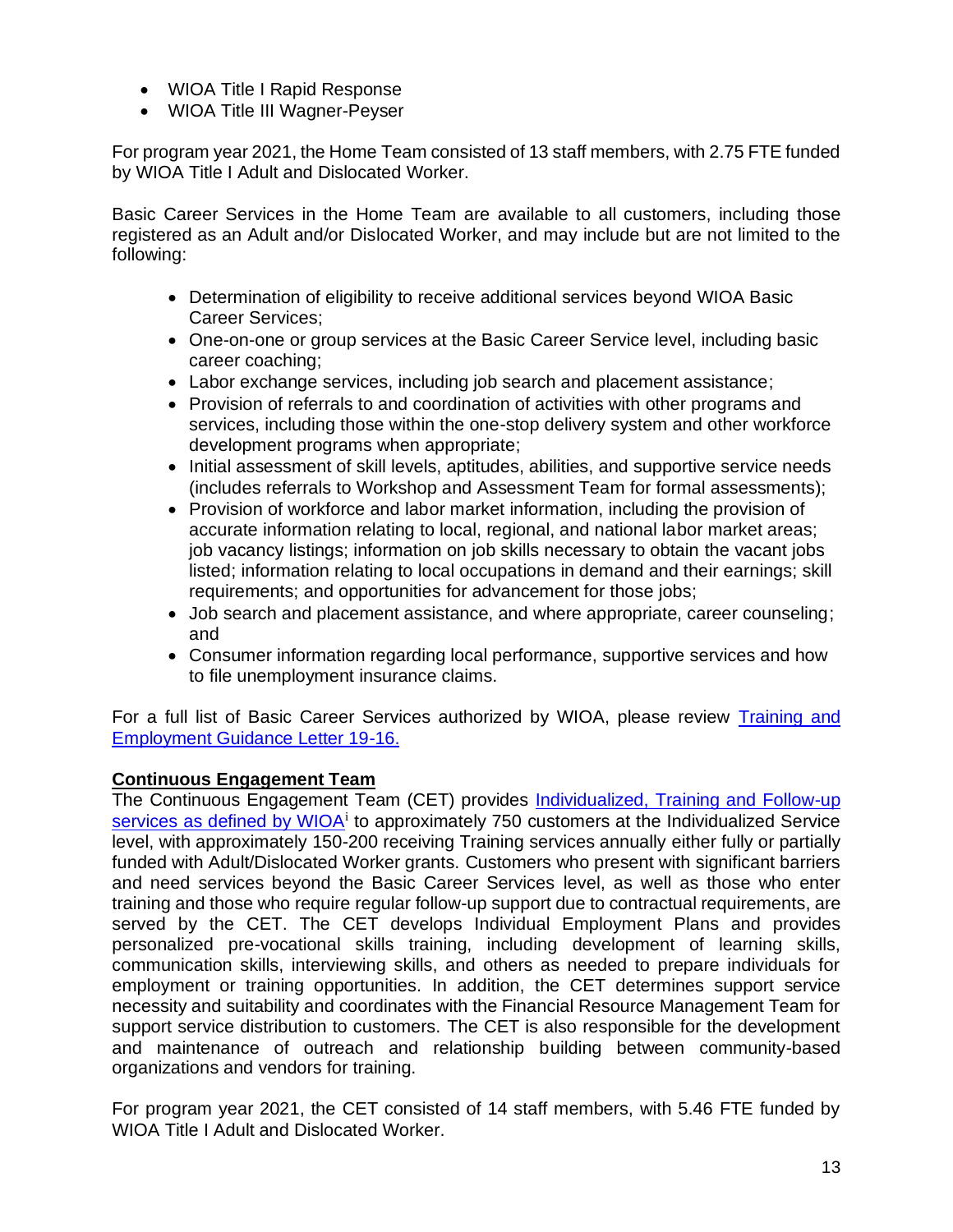- WIOA Title I Rapid Response
- WIOA Title III Wagner-Peyser

For program year 2021, the Home Team consisted of 13 staff members, with 2.75 FTE funded by WIOA Title I Adult and Dislocated Worker.

Basic Career Services in the Home Team are available to all customers, including those registered as an Adult and/or Dislocated Worker, and may include but are not limited to the following:

- Determination of eligibility to receive additional services beyond WIOA Basic Career Services;
- One-on-one or group services at the Basic Career Service level, including basic career coaching;
- Labor exchange services, including job search and placement assistance;
- Provision of referrals to and coordination of activities with other programs and services, including those within the one-stop delivery system and other workforce development programs when appropriate;
- Initial assessment of skill levels, aptitudes, abilities, and supportive service needs (includes referrals to Workshop and Assessment Team for formal assessments);
- Provision of workforce and labor market information, including the provision of accurate information relating to local, regional, and national labor market areas; job vacancy listings; information on job skills necessary to obtain the vacant jobs listed; information relating to local occupations in demand and their earnings; skill requirements; and opportunities for advancement for those jobs;
- Job search and placement assistance, and where appropriate, career counseling; and
- Consumer information regarding local performance, supportive services and how to file unemployment insurance claims.

For a full list of Basic Career Services authorized by WIOA, please review [Training and Employment Guidance Letter 19-16.]()

**Continuous Engagement Team**

The Continuous Engagement Team (CET) provides [Individualized, Training and Follow-up services as defined by WIOA]()[i] to approximately 750 customers at the Individualized Service level, with approximately 150-200 receiving Training services annually either fully or partially funded with Adult/Dislocated Worker grants. Customers who present with significant barriers and need services beyond the Basic Career Services level, as well as those who enter training and those who require regular follow-up support due to contractual requirements, are served by the CET. The CET develops Individual Employment Plans and provides personalized pre-vocational skills training, including development of learning skills, communication skills, interviewing skills, and others as needed to prepare individuals for employment or training opportunities. In addition, the CET determines support service necessity and suitability and coordinates with the Financial Resource Management Team for support service distribution to customers. The CET is also responsible for the development and maintenance of outreach and relationship building between community-based organizations and vendors for training.

For program year 2021, the CET consisted of 14 staff members, with 5.46 FTE funded by WIOA Title I Adult and Dislocated Worker.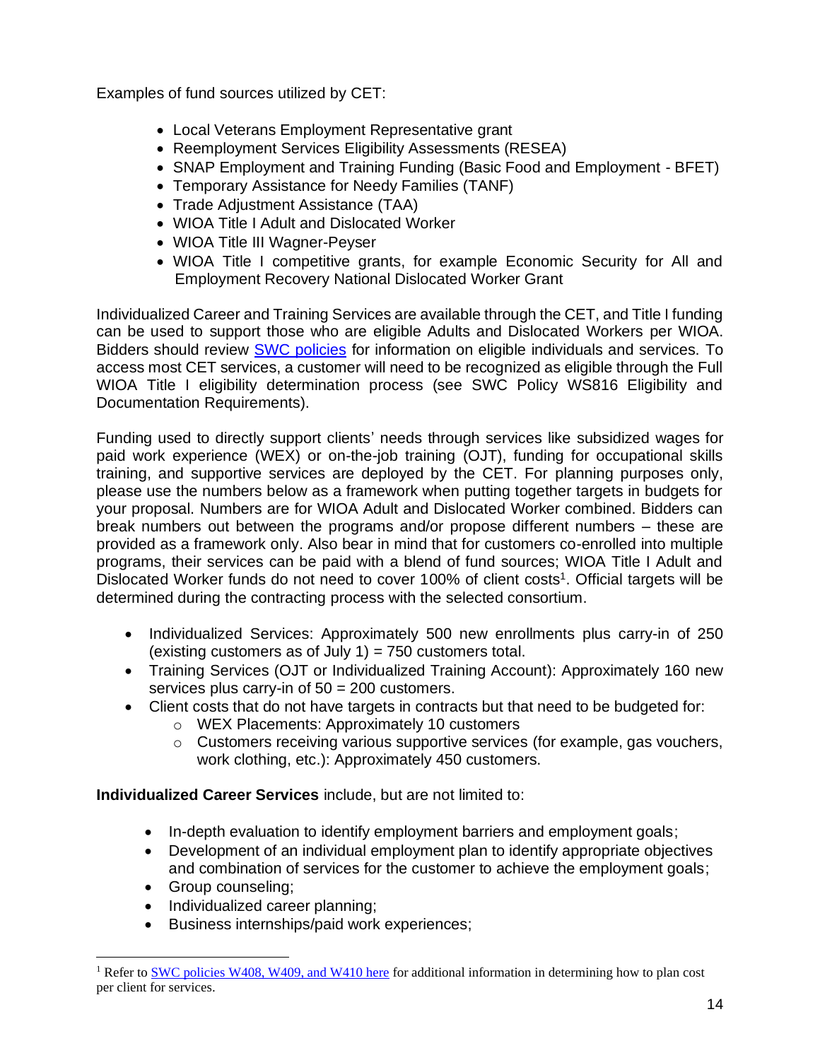Examples of fund sources utilized by CET:

- Local Veterans Employment Representative grant
- Reemployment Services Eligibility Assessments (RESEA)
- SNAP Employment and Training Funding (Basic Food and Employment - BFET)
- Temporary Assistance for Needy Families (TANF)
- Trade Adjustment Assistance (TAA)
- WIOA Title I Adult and Dislocated Worker
- WIOA Title III Wagner-Peyser
- WIOA Title I competitive grants, for example Economic Security for All and Employment Recovery National Dislocated Worker Grant

Individualized Career and Training Services are available through the CET, and Title I funding can be used to support those who are eligible Adults and Dislocated Workers per WIOA. Bidders should review SWC policies for information on eligible individuals and services. To access most CET services, a customer will need to be recognized as eligible through the Full WIOA Title I eligibility determination process (see SWC Policy WS816 Eligibility and Documentation Requirements).

Funding used to directly support clients' needs through services like subsidized wages for paid work experience (WEX) or on-the-job training (OJT), funding for occupational skills training, and supportive services are deployed by the CET. For planning purposes only, please use the numbers below as a framework when putting together targets in budgets for your proposal. Numbers are for WIOA Adult and Dislocated Worker combined. Bidders can break numbers out between the programs and/or propose different numbers – these are provided as a framework only. Also bear in mind that for customers co-enrolled into multiple programs, their services can be paid with a blend of fund sources; WIOA Title I Adult and Dislocated Worker funds do not need to cover 100% of client costs[1]. Official targets will be determined during the contracting process with the selected consortium.

- Individualized Services: Approximately 500 new enrollments plus carry-in of 250 (existing customers as of July 1) = 750 customers total.
- Training Services (OJT or Individualized Training Account): Approximately 160 new services plus carry-in of 50 = 200 customers.
- Client costs that do not have targets in contracts but that need to be budgeted for:
  - WEX Placements: Approximately 10 customers
  - Customers receiving various supportive services (for example, gas vouchers, work clothing, etc.): Approximately 450 customers.

**Individualized Career Services** include, but are not limited to:

- In-depth evaluation to identify employment barriers and employment goals;
- Development of an individual employment plan to identify appropriate objectives and combination of services for the customer to achieve the employment goals;
- Group counseling;
- Individualized career planning;
- Business internships/paid work experiences;

[1] Refer to SWC policies W408, W409, and W410 here for additional information in determining how to plan cost per client for services.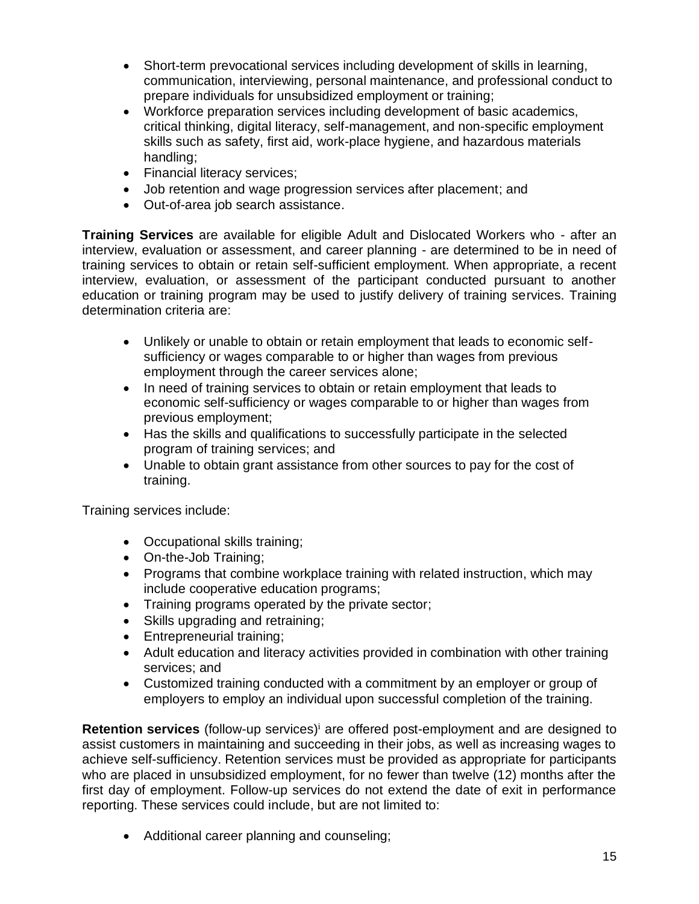- Short-term prevocational services including development of skills in learning, communication, interviewing, personal maintenance, and professional conduct to prepare individuals for unsubsidized employment or training;
- Workforce preparation services including development of basic academics, critical thinking, digital literacy, self-management, and non-specific employment skills such as safety, first aid, work-place hygiene, and hazardous materials handling;
- Financial literacy services;
- Job retention and wage progression services after placement; and
- Out-of-area job search assistance.

**Training Services** are available for eligible Adult and Dislocated Workers who - after an interview, evaluation or assessment, and career planning - are determined to be in need of training services to obtain or retain self-sufficient employment. When appropriate, a recent interview, evaluation, or assessment of the participant conducted pursuant to another education or training program may be used to justify delivery of training services. Training determination criteria are:

- Unlikely or unable to obtain or retain employment that leads to economic self-sufficiency or wages comparable to or higher than wages from previous employment through the career services alone;
- In need of training services to obtain or retain employment that leads to economic self-sufficiency or wages comparable to or higher than wages from previous employment;
- Has the skills and qualifications to successfully participate in the selected program of training services; and
- Unable to obtain grant assistance from other sources to pay for the cost of training.

Training services include:

- Occupational skills training;
- On-the-Job Training;
- Programs that combine workplace training with related instruction, which may include cooperative education programs;
- Training programs operated by the private sector;
- Skills upgrading and retraining;
- Entrepreneurial training;
- Adult education and literacy activities provided in combination with other training services; and
- Customized training conducted with a commitment by an employer or group of employers to employ an individual upon successful completion of the training.

**Retention services** (follow-up services)[i] are offered post-employment and are designed to assist customers in maintaining and succeeding in their jobs, as well as increasing wages to achieve self-sufficiency. Retention services must be provided as appropriate for participants who are placed in unsubsidized employment, for no fewer than twelve (12) months after the first day of employment. Follow-up services do not extend the date of exit in performance reporting. These services could include, but are not limited to:

- Additional career planning and counseling;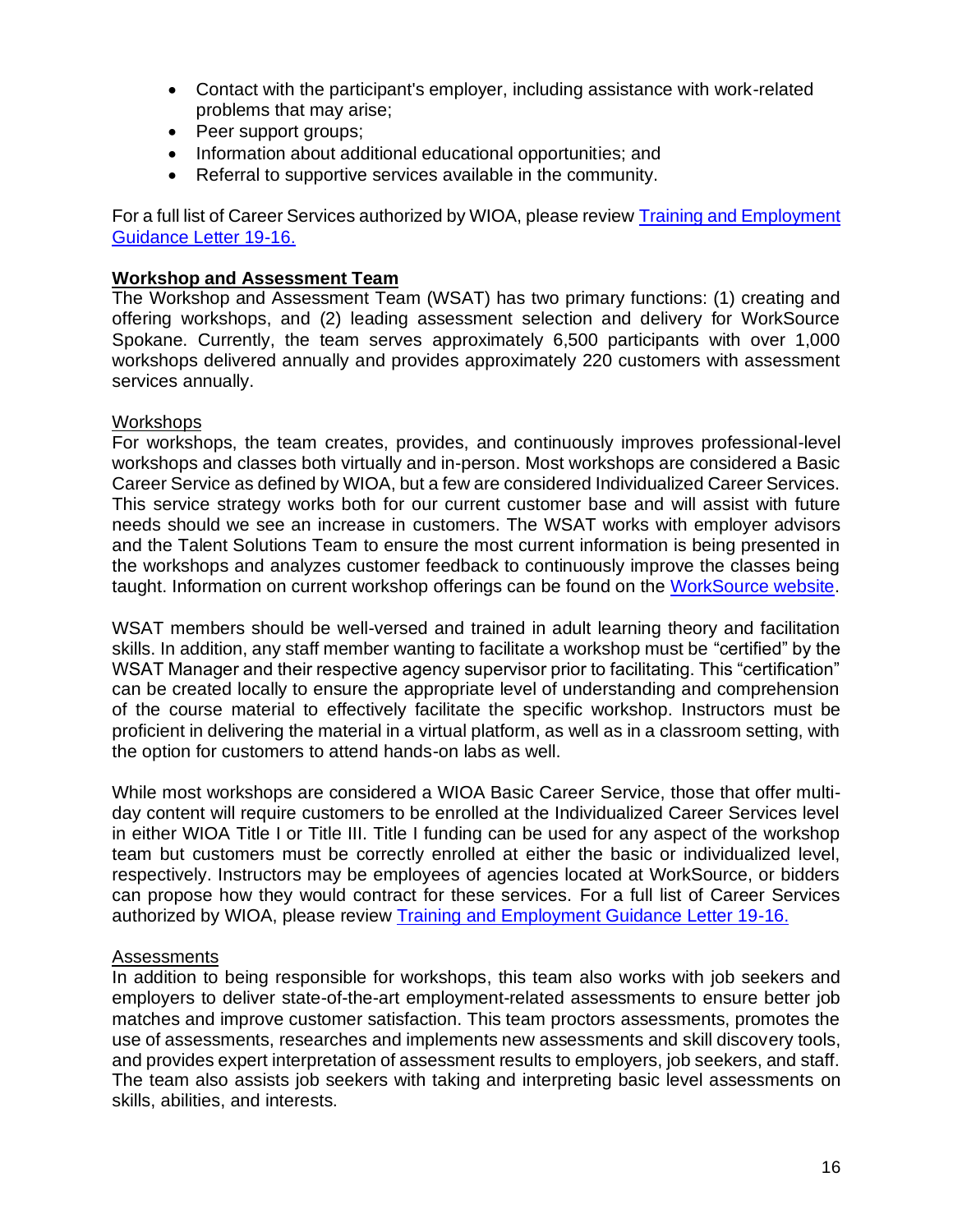- Contact with the participant's employer, including assistance with work-related problems that may arise;
- Peer support groups;
- Information about additional educational opportunities; and
- Referral to supportive services available in the community.

For a full list of Career Services authorized by WIOA, please review [Training and Employment Guidance Letter 19-16.]()

## Workshop and Assessment Team

The Workshop and Assessment Team (WSAT) has two primary functions: (1) creating and offering workshops, and (2) leading assessment selection and delivery for WorkSource Spokane. Currently, the team serves approximately 6,500 participants with over 1,000 workshops delivered annually and provides approximately 220 customers with assessment services annually.

### Workshops

For workshops, the team creates, provides, and continuously improves professional-level workshops and classes both virtually and in-person. Most workshops are considered a Basic Career Service as defined by WIOA, but a few are considered Individualized Career Services. This service strategy works both for our current customer base and will assist with future needs should we see an increase in customers. The WSAT works with employer advisors and the Talent Solutions Team to ensure the most current information is being presented in the workshops and analyzes customer feedback to continuously improve the classes being taught. Information on current workshop offerings can be found on the [WorkSource website]().

WSAT members should be well-versed and trained in adult learning theory and facilitation skills. In addition, any staff member wanting to facilitate a workshop must be "certified" by the WSAT Manager and their respective agency supervisor prior to facilitating. This "certification" can be created locally to ensure the appropriate level of understanding and comprehension of the course material to effectively facilitate the specific workshop. Instructors must be proficient in delivering the material in a virtual platform, as well as in a classroom setting, with the option for customers to attend hands-on labs as well.

While most workshops are considered a WIOA Basic Career Service, those that offer multi-day content will require customers to be enrolled at the Individualized Career Services level in either WIOA Title I or Title III. Title I funding can be used for any aspect of the workshop team but customers must be correctly enrolled at either the basic or individualized level, respectively. Instructors may be employees of agencies located at WorkSource, or bidders can propose how they would contract for these services. For a full list of Career Services authorized by WIOA, please review [Training and Employment Guidance Letter 19-16.]()

### Assessments

In addition to being responsible for workshops, this team also works with job seekers and employers to deliver state-of-the-art employment-related assessments to ensure better job matches and improve customer satisfaction. This team proctors assessments, promotes the use of assessments, researches and implements new assessments and skill discovery tools, and provides expert interpretation of assessment results to employers, job seekers, and staff. The team also assists job seekers with taking and interpreting basic level assessments on skills, abilities, and interests.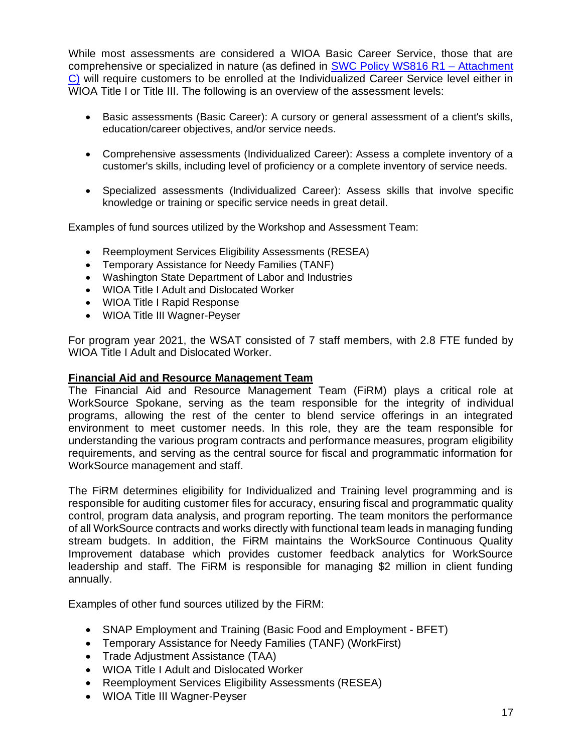While most assessments are considered a WIOA Basic Career Service, those that are comprehensive or specialized in nature (as defined in [SWC Policy WS816 R1 – Attachment C)](#) will require customers to be enrolled at the Individualized Career Service level either in WIOA Title I or Title III. The following is an overview of the assessment levels:

- Basic assessments (Basic Career): A cursory or general assessment of a client's skills, education/career objectives, and/or service needs.

- Comprehensive assessments (Individualized Career): Assess a complete inventory of a customer's skills, including level of proficiency or a complete inventory of service needs.

- Specialized assessments (Individualized Career): Assess skills that involve specific knowledge or training or specific service needs in great detail.

Examples of fund sources utilized by the Workshop and Assessment Team:

- Reemployment Services Eligibility Assessments (RESEA)
- Temporary Assistance for Needy Families (TANF)
- Washington State Department of Labor and Industries
- WIOA Title I Adult and Dislocated Worker
- WIOA Title I Rapid Response
- WIOA Title III Wagner-Peyser

For program year 2021, the WSAT consisted of 7 staff members, with 2.8 FTE funded by WIOA Title I Adult and Dislocated Worker.

**Financial Aid and Resource Management Team**

The Financial Aid and Resource Management Team (FiRM) plays a critical role at WorkSource Spokane, serving as the team responsible for the integrity of individual programs, allowing the rest of the center to blend service offerings in an integrated environment to meet customer needs. In this role, they are the team responsible for understanding the various program contracts and performance measures, program eligibility requirements, and serving as the central source for fiscal and programmatic information for WorkSource management and staff.

The FiRM determines eligibility for Individualized and Training level programming and is responsible for auditing customer files for accuracy, ensuring fiscal and programmatic quality control, program data analysis, and program reporting. The team monitors the performance of all WorkSource contracts and works directly with functional team leads in managing funding stream budgets. In addition, the FiRM maintains the WorkSource Continuous Quality Improvement database which provides customer feedback analytics for WorkSource leadership and staff. The FiRM is responsible for managing $2 million in client funding annually.

Examples of other fund sources utilized by the FiRM:

- SNAP Employment and Training (Basic Food and Employment - BFET)
- Temporary Assistance for Needy Families (TANF) (WorkFirst)
- Trade Adjustment Assistance (TAA)
- WIOA Title I Adult and Dislocated Worker
- Reemployment Services Eligibility Assessments (RESEA)
- WIOA Title III Wagner-Peyser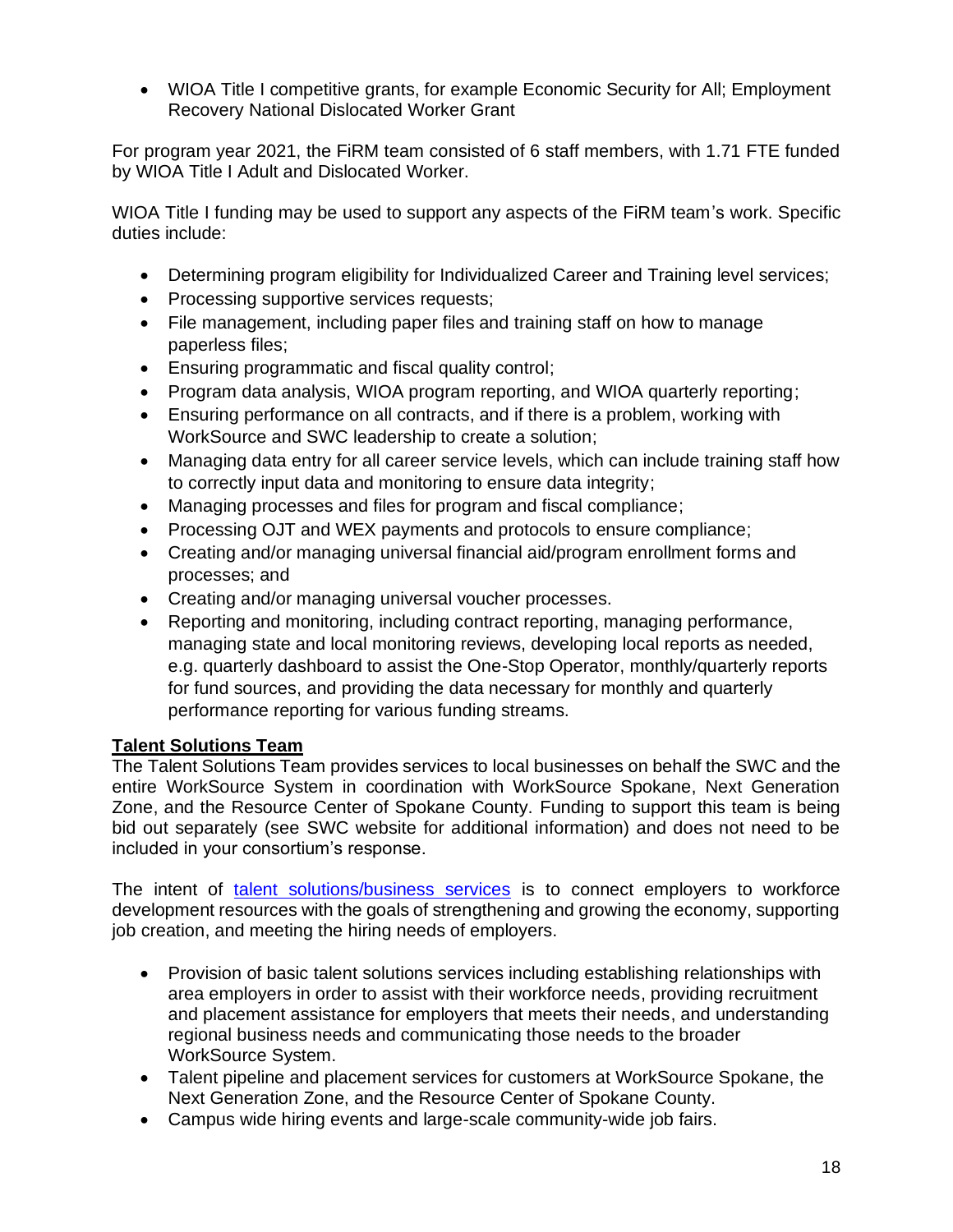- WIOA Title I competitive grants, for example Economic Security for All; Employment Recovery National Dislocated Worker Grant

For program year 2021, the FiRM team consisted of 6 staff members, with 1.71 FTE funded by WIOA Title I Adult and Dislocated Worker.

WIOA Title I funding may be used to support any aspects of the FiRM team's work. Specific duties include:

- Determining program eligibility for Individualized Career and Training level services;
- Processing supportive services requests;
- File management, including paper files and training staff on how to manage paperless files;
- Ensuring programmatic and fiscal quality control;
- Program data analysis, WIOA program reporting, and WIOA quarterly reporting;
- Ensuring performance on all contracts, and if there is a problem, working with WorkSource and SWC leadership to create a solution;
- Managing data entry for all career service levels, which can include training staff how to correctly input data and monitoring to ensure data integrity;
- Managing processes and files for program and fiscal compliance;
- Processing OJT and WEX payments and protocols to ensure compliance;
- Creating and/or managing universal financial aid/program enrollment forms and processes; and
- Creating and/or managing universal voucher processes.
- Reporting and monitoring, including contract reporting, managing performance, managing state and local monitoring reviews, developing local reports as needed, e.g. quarterly dashboard to assist the One-Stop Operator, monthly/quarterly reports for fund sources, and providing the data necessary for monthly and quarterly performance reporting for various funding streams.

**Talent Solutions Team**

The Talent Solutions Team provides services to local businesses on behalf the SWC and the entire WorkSource System in coordination with WorkSource Spokane, Next Generation Zone, and the Resource Center of Spokane County. Funding to support this team is being bid out separately (see SWC website for additional information) and does not need to be included in your consortium's response.

The intent of talent solutions/business services is to connect employers to workforce development resources with the goals of strengthening and growing the economy, supporting job creation, and meeting the hiring needs of employers.

- Provision of basic talent solutions services including establishing relationships with area employers in order to assist with their workforce needs, providing recruitment and placement assistance for employers that meets their needs, and understanding regional business needs and communicating those needs to the broader WorkSource System.
- Talent pipeline and placement services for customers at WorkSource Spokane, the Next Generation Zone, and the Resource Center of Spokane County.
- Campus wide hiring events and large-scale community-wide job fairs.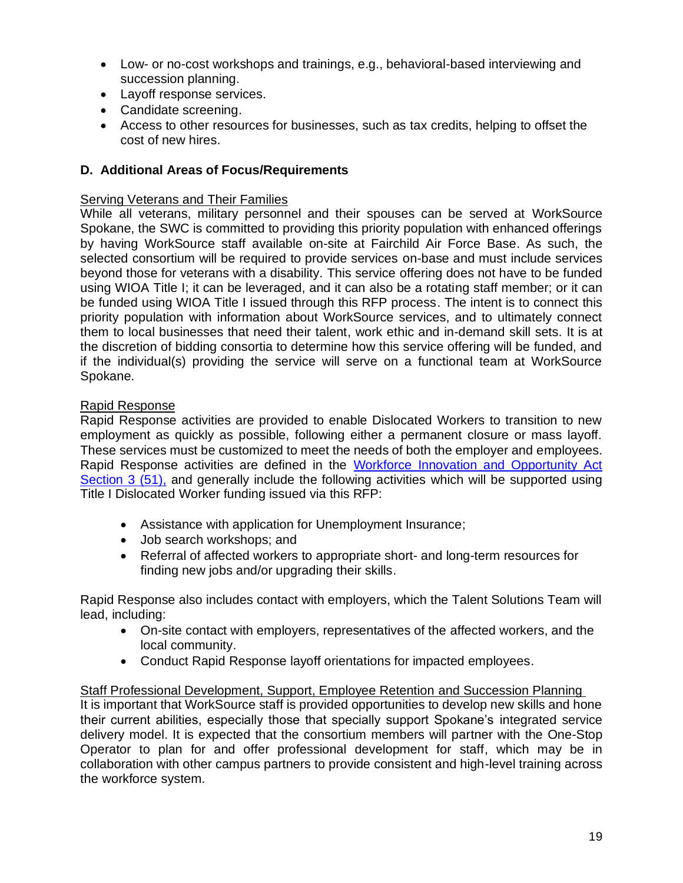- Low- or no-cost workshops and trainings, e.g., behavioral-based interviewing and succession planning.
- Layoff response services.
- Candidate screening.
- Access to other resources for businesses, such as tax credits, helping to offset the cost of new hires.

### D. Additional Areas of Focus/Requirements

<u>Serving Veterans and Their Families</u>

While all veterans, military personnel and their spouses can be served at WorkSource Spokane, the SWC is committed to providing this priority population with enhanced offerings by having WorkSource staff available on-site at Fairchild Air Force Base. As such, the selected consortium will be required to provide services on-base and must include services beyond those for veterans with a disability. This service offering does not have to be funded using WIOA Title I; it can be leveraged, and it can also be a rotating staff member; or it can be funded using WIOA Title I issued through this RFP process. The intent is to connect this priority population with information about WorkSource services, and to ultimately connect them to local businesses that need their talent, work ethic and in-demand skill sets. It is at the discretion of bidding consortia to determine how this service offering will be funded, and if the individual(s) providing the service will serve on a functional team at WorkSource Spokane.

<u>Rapid Response</u>

Rapid Response activities are provided to enable Dislocated Workers to transition to new employment as quickly as possible, following either a permanent closure or mass layoff. These services must be customized to meet the needs of both the employer and employees. Rapid Response activities are defined in the Workforce Innovation and Opportunity Act Section 3 (51), and generally include the following activities which will be supported using Title I Dislocated Worker funding issued via this RFP:

- Assistance with application for Unemployment Insurance;
- Job search workshops; and
- Referral of affected workers to appropriate short- and long-term resources for finding new jobs and/or upgrading their skills.

Rapid Response also includes contact with employers, which the Talent Solutions Team will lead, including:

- On-site contact with employers, representatives of the affected workers, and the local community.
- Conduct Rapid Response layoff orientations for impacted employees.

<u>Staff Professional Development, Support, Employee Retention and Succession Planning</u>

It is important that WorkSource staff is provided opportunities to develop new skills and hone their current abilities, especially those that specially support Spokane's integrated service delivery model. It is expected that the consortium members will partner with the One-Stop Operator to plan for and offer professional development for staff, which may be in collaboration with other campus partners to provide consistent and high-level training across the workforce system.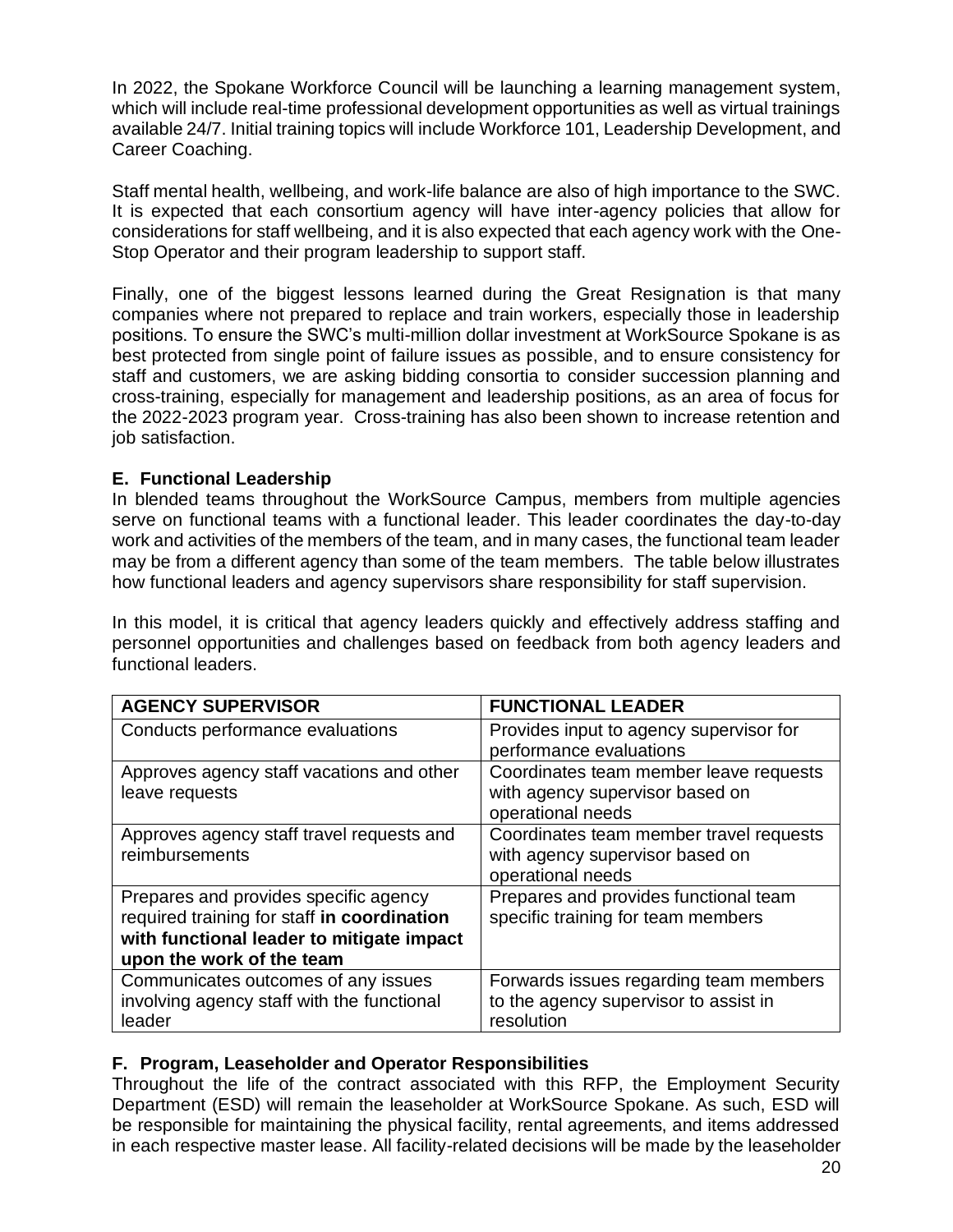In 2022, the Spokane Workforce Council will be launching a learning management system, which will include real-time professional development opportunities as well as virtual trainings available 24/7. Initial training topics will include Workforce 101, Leadership Development, and Career Coaching.

Staff mental health, wellbeing, and work-life balance are also of high importance to the SWC. It is expected that each consortium agency will have inter-agency policies that allow for considerations for staff wellbeing, and it is also expected that each agency work with the One-Stop Operator and their program leadership to support staff.

Finally, one of the biggest lessons learned during the Great Resignation is that many companies where not prepared to replace and train workers, especially those in leadership positions. To ensure the SWC's multi-million dollar investment at WorkSource Spokane is as best protected from single point of failure issues as possible, and to ensure consistency for staff and customers, we are asking bidding consortia to consider succession planning and cross-training, especially for management and leadership positions, as an area of focus for the 2022-2023 program year. Cross-training has also been shown to increase retention and job satisfaction.

### E. Functional Leadership

In blended teams throughout the WorkSource Campus, members from multiple agencies serve on functional teams with a functional leader. This leader coordinates the day-to-day work and activities of the members of the team, and in many cases, the functional team leader may be from a different agency than some of the team members. The table below illustrates how functional leaders and agency supervisors share responsibility for staff supervision.

In this model, it is critical that agency leaders quickly and effectively address staffing and personnel opportunities and challenges based on feedback from both agency leaders and functional leaders.

| AGENCY SUPERVISOR | FUNCTIONAL LEADER |
|---|---|
| Conducts performance evaluations | Provides input to agency supervisor for performance evaluations |
| Approves agency staff vacations and other leave requests | Coordinates team member leave requests with agency supervisor based on operational needs |
| Approves agency staff travel requests and reimbursements | Coordinates team member travel requests with agency supervisor based on operational needs |
| Prepares and provides specific agency required training for staff **in coordination with functional leader to mitigate impact upon the work of the team** | Prepares and provides functional team specific training for team members |
| Communicates outcomes of any issues involving agency staff with the functional leader | Forwards issues regarding team members to the agency supervisor to assist in resolution |

### F. Program, Leaseholder and Operator Responsibilities

Throughout the life of the contract associated with this RFP, the Employment Security Department (ESD) will remain the leaseholder at WorkSource Spokane. As such, ESD will be responsible for maintaining the physical facility, rental agreements, and items addressed in each respective master lease. All facility-related decisions will be made by the leaseholder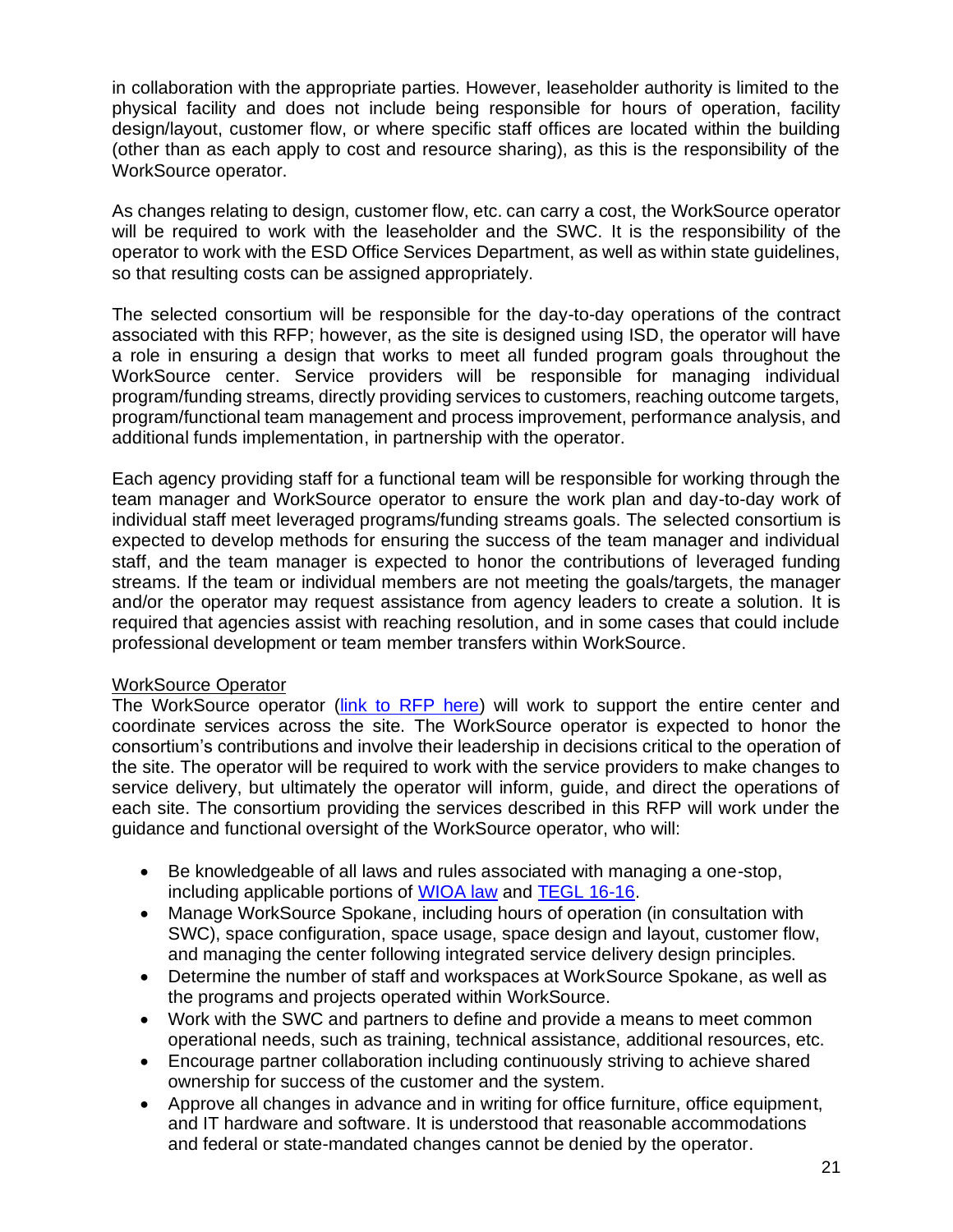in collaboration with the appropriate parties. However, leaseholder authority is limited to the physical facility and does not include being responsible for hours of operation, facility design/layout, customer flow, or where specific staff offices are located within the building (other than as each apply to cost and resource sharing), as this is the responsibility of the WorkSource operator.

As changes relating to design, customer flow, etc. can carry a cost, the WorkSource operator will be required to work with the leaseholder and the SWC. It is the responsibility of the operator to work with the ESD Office Services Department, as well as within state guidelines, so that resulting costs can be assigned appropriately.

The selected consortium will be responsible for the day-to-day operations of the contract associated with this RFP; however, as the site is designed using ISD, the operator will have a role in ensuring a design that works to meet all funded program goals throughout the WorkSource center. Service providers will be responsible for managing individual program/funding streams, directly providing services to customers, reaching outcome targets, program/functional team management and process improvement, performance analysis, and additional funds implementation, in partnership with the operator.

Each agency providing staff for a functional team will be responsible for working through the team manager and WorkSource operator to ensure the work plan and day-to-day work of individual staff meet leveraged programs/funding streams goals. The selected consortium is expected to develop methods for ensuring the success of the team manager and individual staff, and the team manager is expected to honor the contributions of leveraged funding streams. If the team or individual members are not meeting the goals/targets, the manager and/or the operator may request assistance from agency leaders to create a solution. It is required that agencies assist with reaching resolution, and in some cases that could include professional development or team member transfers within WorkSource.

WorkSource Operator

The WorkSource operator (link to RFP here) will work to support the entire center and coordinate services across the site. The WorkSource operator is expected to honor the consortium's contributions and involve their leadership in decisions critical to the operation of the site. The operator will be required to work with the service providers to make changes to service delivery, but ultimately the operator will inform, guide, and direct the operations of each site. The consortium providing the services described in this RFP will work under the guidance and functional oversight of the WorkSource operator, who will:

- Be knowledgeable of all laws and rules associated with managing a one-stop, including applicable portions of WIOA law and TEGL 16-16.
- Manage WorkSource Spokane, including hours of operation (in consultation with SWC), space configuration, space usage, space design and layout, customer flow, and managing the center following integrated service delivery design principles.
- Determine the number of staff and workspaces at WorkSource Spokane, as well as the programs and projects operated within WorkSource.
- Work with the SWC and partners to define and provide a means to meet common operational needs, such as training, technical assistance, additional resources, etc.
- Encourage partner collaboration including continuously striving to achieve shared ownership for success of the customer and the system.
- Approve all changes in advance and in writing for office furniture, office equipment, and IT hardware and software. It is understood that reasonable accommodations and federal or state-mandated changes cannot be denied by the operator.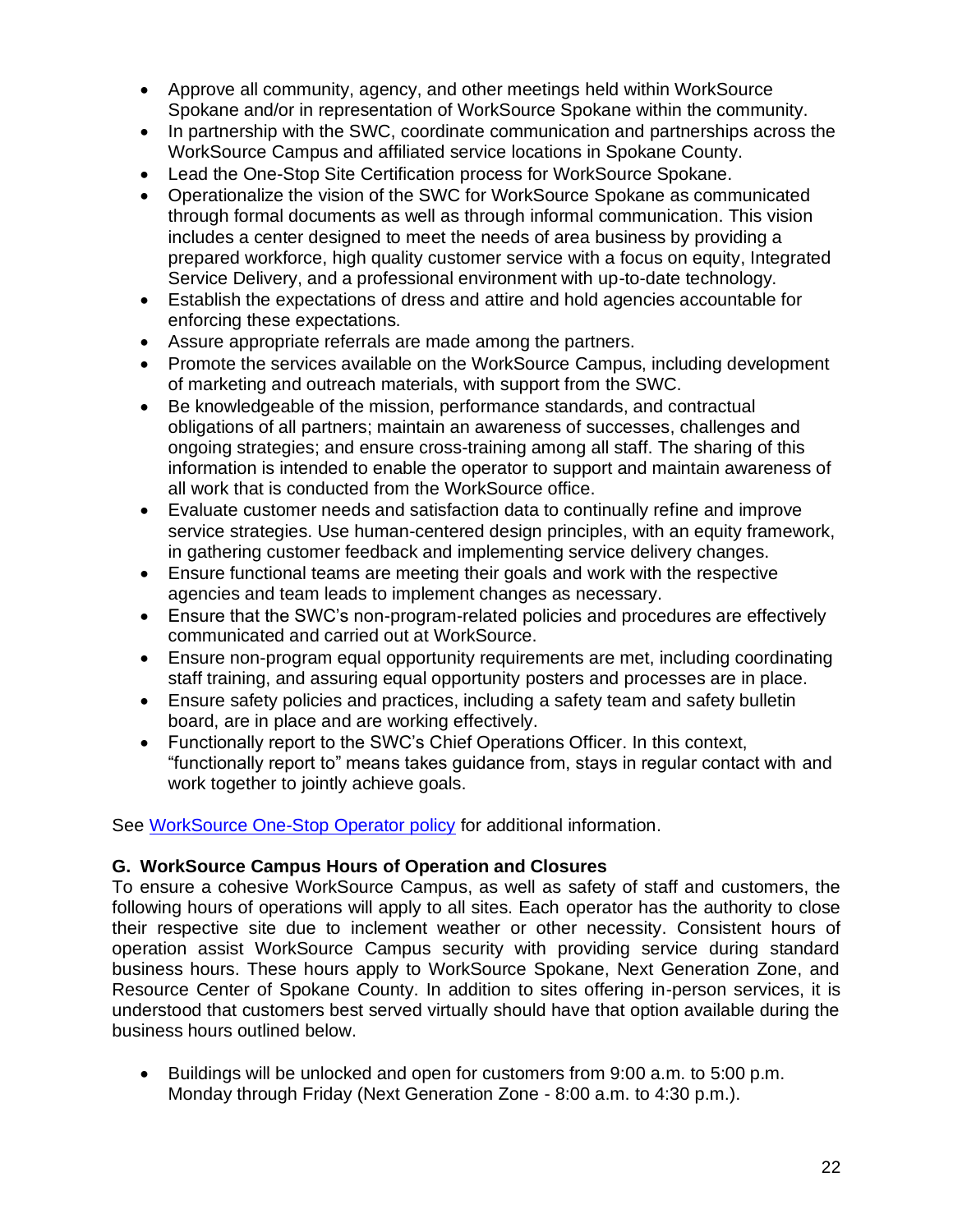- Approve all community, agency, and other meetings held within WorkSource Spokane and/or in representation of WorkSource Spokane within the community.
- In partnership with the SWC, coordinate communication and partnerships across the WorkSource Campus and affiliated service locations in Spokane County.
- Lead the One-Stop Site Certification process for WorkSource Spokane.
- Operationalize the vision of the SWC for WorkSource Spokane as communicated through formal documents as well as through informal communication. This vision includes a center designed to meet the needs of area business by providing a prepared workforce, high quality customer service with a focus on equity, Integrated Service Delivery, and a professional environment with up-to-date technology.
- Establish the expectations of dress and attire and hold agencies accountable for enforcing these expectations.
- Assure appropriate referrals are made among the partners.
- Promote the services available on the WorkSource Campus, including development of marketing and outreach materials, with support from the SWC.
- Be knowledgeable of the mission, performance standards, and contractual obligations of all partners; maintain an awareness of successes, challenges and ongoing strategies; and ensure cross-training among all staff. The sharing of this information is intended to enable the operator to support and maintain awareness of all work that is conducted from the WorkSource office.
- Evaluate customer needs and satisfaction data to continually refine and improve service strategies. Use human-centered design principles, with an equity framework, in gathering customer feedback and implementing service delivery changes.
- Ensure functional teams are meeting their goals and work with the respective agencies and team leads to implement changes as necessary.
- Ensure that the SWC's non-program-related policies and procedures are effectively communicated and carried out at WorkSource.
- Ensure non-program equal opportunity requirements are met, including coordinating staff training, and assuring equal opportunity posters and processes are in place.
- Ensure safety policies and practices, including a safety team and safety bulletin board, are in place and are working effectively.
- Functionally report to the SWC's Chief Operations Officer. In this context, "functionally report to" means takes guidance from, stays in regular contact with and work together to jointly achieve goals.

See WorkSource One-Stop Operator policy for additional information.

### G. WorkSource Campus Hours of Operation and Closures

To ensure a cohesive WorkSource Campus, as well as safety of staff and customers, the following hours of operations will apply to all sites. Each operator has the authority to close their respective site due to inclement weather or other necessity. Consistent hours of operation assist WorkSource Campus security with providing service during standard business hours. These hours apply to WorkSource Spokane, Next Generation Zone, and Resource Center of Spokane County. In addition to sites offering in-person services, it is understood that customers best served virtually should have that option available during the business hours outlined below.

- Buildings will be unlocked and open for customers from 9:00 a.m. to 5:00 p.m. Monday through Friday (Next Generation Zone - 8:00 a.m. to 4:30 p.m.).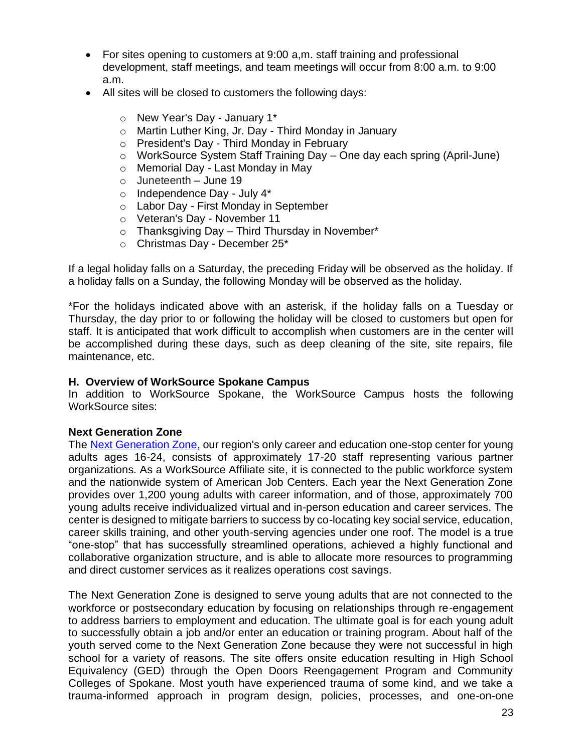- For sites opening to customers at 9:00 a,m. staff training and professional development, staff meetings, and team meetings will occur from 8:00 a.m. to 9:00 a.m.
- All sites will be closed to customers the following days:
  - New Year's Day - January 1*
  - Martin Luther King, Jr. Day - Third Monday in January
  - President's Day - Third Monday in February
  - WorkSource System Staff Training Day – One day each spring (April-June)
  - Memorial Day - Last Monday in May
  - Juneteenth – June 19
  - Independence Day - July 4*
  - Labor Day - First Monday in September
  - Veteran's Day - November 11
  - Thanksgiving Day – Third Thursday in November*
  - Christmas Day - December 25*

If a legal holiday falls on a Saturday, the preceding Friday will be observed as the holiday. If a holiday falls on a Sunday, the following Monday will be observed as the holiday.

*For the holidays indicated above with an asterisk, if the holiday falls on a Tuesday or Thursday, the day prior to or following the holiday will be closed to customers but open for staff. It is anticipated that work difficult to accomplish when customers are in the center will be accomplished during these days, such as deep cleaning of the site, site repairs, file maintenance, etc.

### H. Overview of WorkSource Spokane Campus

In addition to WorkSource Spokane, the WorkSource Campus hosts the following WorkSource sites:

**Next Generation Zone**

The Next Generation Zone, our region's only career and education one-stop center for young adults ages 16-24, consists of approximately 17-20 staff representing various partner organizations. As a WorkSource Affiliate site, it is connected to the public workforce system and the nationwide system of American Job Centers. Each year the Next Generation Zone provides over 1,200 young adults with career information, and of those, approximately 700 young adults receive individualized virtual and in-person education and career services. The center is designed to mitigate barriers to success by co-locating key social service, education, career skills training, and other youth-serving agencies under one roof. The model is a true "one-stop" that has successfully streamlined operations, achieved a highly functional and collaborative organization structure, and is able to allocate more resources to programming and direct customer services as it realizes operations cost savings.

The Next Generation Zone is designed to serve young adults that are not connected to the workforce or postsecondary education by focusing on relationships through re-engagement to address barriers to employment and education. The ultimate goal is for each young adult to successfully obtain a job and/or enter an education or training program. About half of the youth served come to the Next Generation Zone because they were not successful in high school for a variety of reasons. The site offers onsite education resulting in High School Equivalency (GED) through the Open Doors Reengagement Program and Community Colleges of Spokane. Most youth have experienced trauma of some kind, and we take a trauma-informed approach in program design, policies, processes, and one-on-one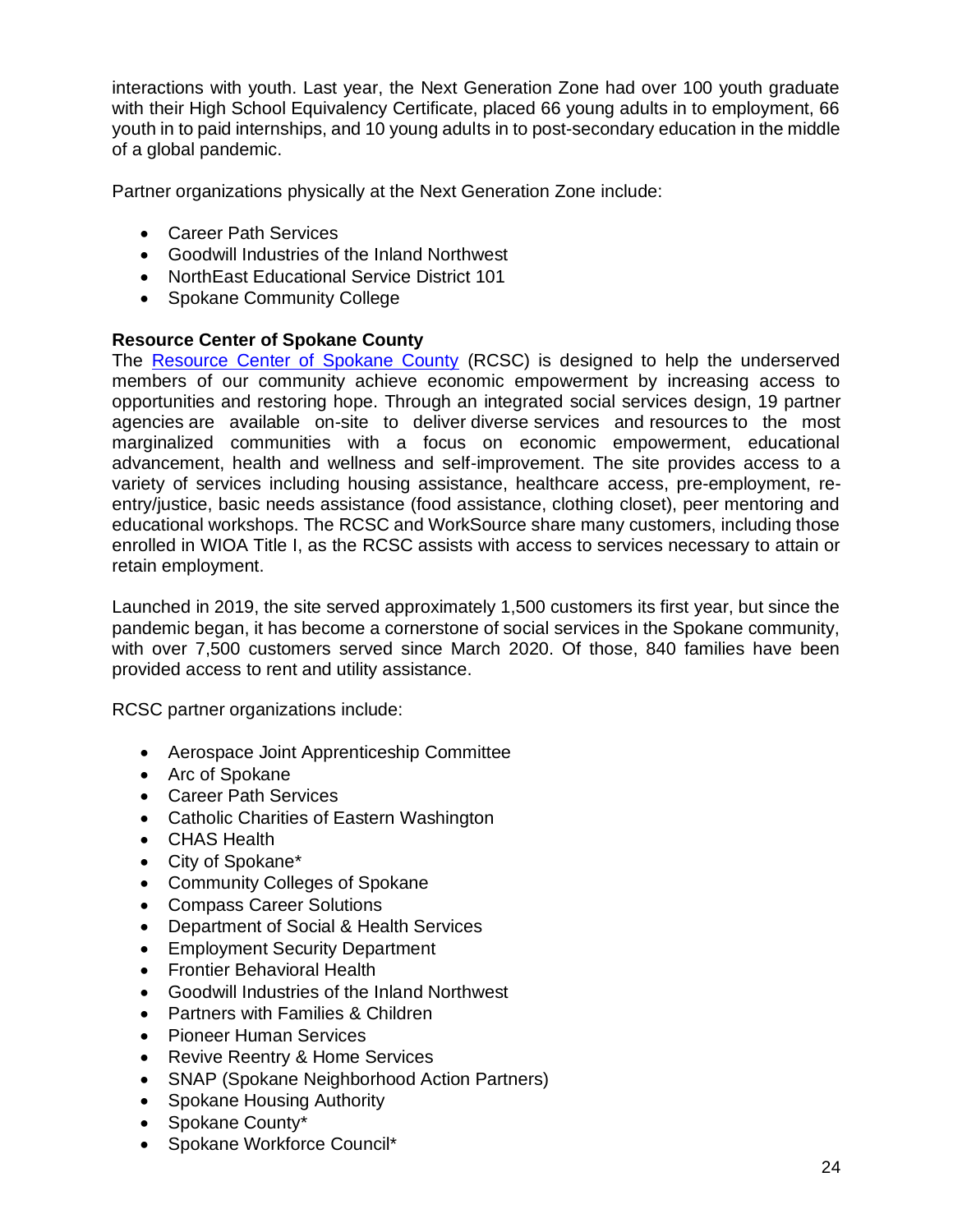interactions with youth. Last year, the Next Generation Zone had over 100 youth graduate with their High School Equivalency Certificate, placed 66 young adults in to employment, 66 youth in to paid internships, and 10 young adults in to post-secondary education in the middle of a global pandemic.

Partner organizations physically at the Next Generation Zone include:

- Career Path Services
- Goodwill Industries of the Inland Northwest
- NorthEast Educational Service District 101
- Spokane Community College

**Resource Center of Spokane County**

The Resource Center of Spokane County (RCSC) is designed to help the underserved members of our community achieve economic empowerment by increasing access to opportunities and restoring hope. Through an integrated social services design, 19 partner agencies are available on-site to deliver diverse services and resources to the most marginalized communities with a focus on economic empowerment, educational advancement, health and wellness and self-improvement. The site provides access to a variety of services including housing assistance, healthcare access, pre-employment, re-entry/justice, basic needs assistance (food assistance, clothing closet), peer mentoring and educational workshops. The RCSC and WorkSource share many customers, including those enrolled in WIOA Title I, as the RCSC assists with access to services necessary to attain or retain employment.

Launched in 2019, the site served approximately 1,500 customers its first year, but since the pandemic began, it has become a cornerstone of social services in the Spokane community, with over 7,500 customers served since March 2020. Of those, 840 families have been provided access to rent and utility assistance.

RCSC partner organizations include:

- Aerospace Joint Apprenticeship Committee
- Arc of Spokane
- Career Path Services
- Catholic Charities of Eastern Washington
- CHAS Health
- City of Spokane*
- Community Colleges of Spokane
- Compass Career Solutions
- Department of Social & Health Services
- Employment Security Department
- Frontier Behavioral Health
- Goodwill Industries of the Inland Northwest
- Partners with Families & Children
- Pioneer Human Services
- Revive Reentry & Home Services
- SNAP (Spokane Neighborhood Action Partners)
- Spokane Housing Authority
- Spokane County*
- Spokane Workforce Council*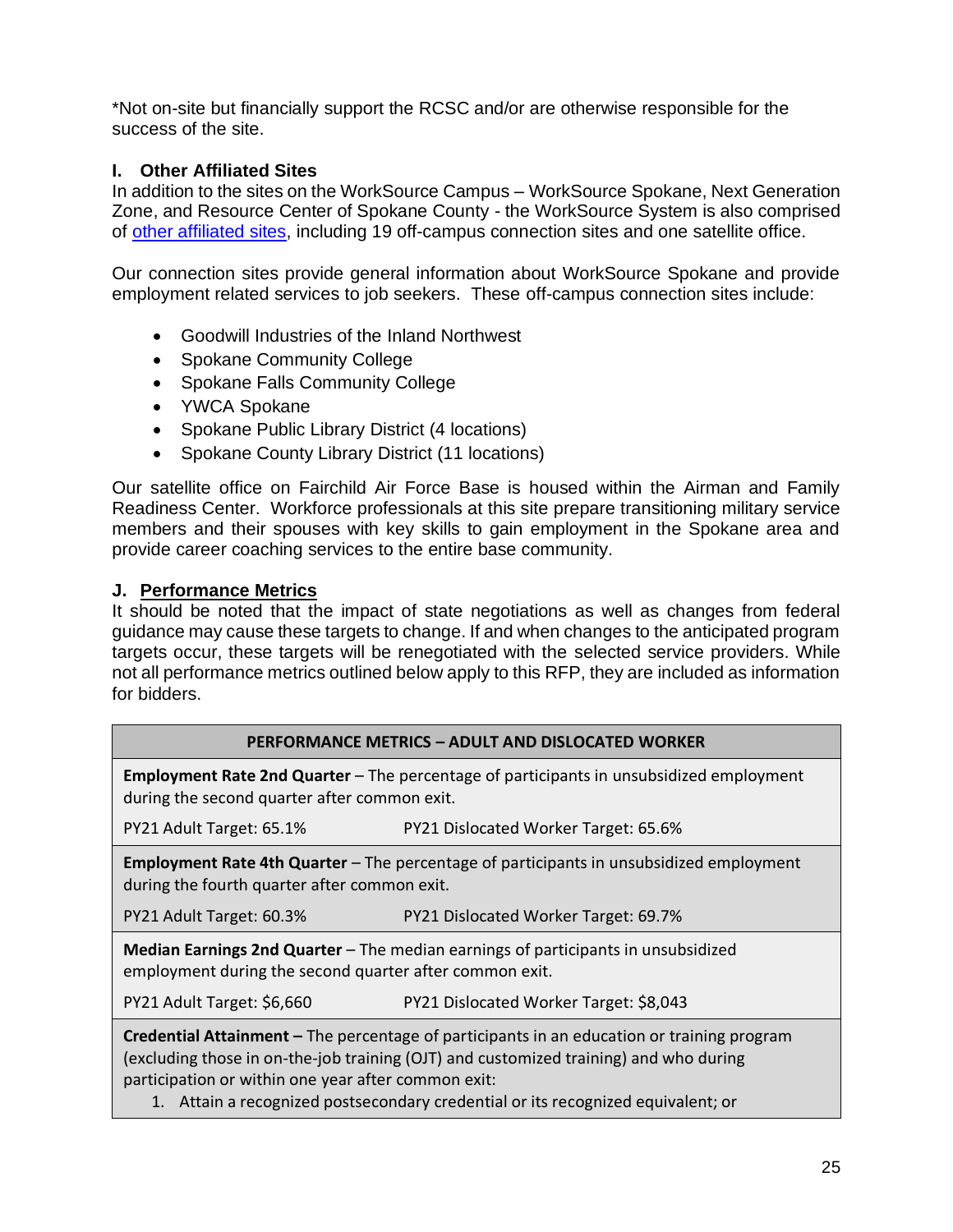*Not on-site but financially support the RCSC and/or are otherwise responsible for the success of the site.

### I. Other Affiliated Sites

In addition to the sites on the WorkSource Campus – WorkSource Spokane, Next Generation Zone, and Resource Center of Spokane County - the WorkSource System is also comprised of [other affiliated sites], including 19 off-campus connection sites and one satellite office.

Our connection sites provide general information about WorkSource Spokane and provide employment related services to job seekers. These off-campus connection sites include:

- Goodwill Industries of the Inland Northwest
- Spokane Community College
- Spokane Falls Community College
- YWCA Spokane
- Spokane Public Library District (4 locations)
- Spokane County Library District (11 locations)

Our satellite office on Fairchild Air Force Base is housed within the Airman and Family Readiness Center. Workforce professionals at this site prepare transitioning military service members and their spouses with key skills to gain employment in the Spokane area and provide career coaching services to the entire base community.

### J. Performance Metrics

It should be noted that the impact of state negotiations as well as changes from federal guidance may cause these targets to change. If and when changes to the anticipated program targets occur, these targets will be renegotiated with the selected service providers. While not all performance metrics outlined below apply to this RFP, they are included as information for bidders.

| PERFORMANCE METRICS – ADULT AND DISLOCATED WORKER | |
|---|---|
| **Employment Rate 2nd Quarter** – The percentage of participants in unsubsidized employment during the second quarter after common exit. | |
| PY21 Adult Target: 65.1% | PY21 Dislocated Worker Target: 65.6% |
| **Employment Rate 4th Quarter** – The percentage of participants in unsubsidized employment during the fourth quarter after common exit. | |
| PY21 Adult Target: 60.3% | PY21 Dislocated Worker Target: 69.7% |
| **Median Earnings 2nd Quarter** – The median earnings of participants in unsubsidized employment during the second quarter after common exit. | |
| PY21 Adult Target: $6,660 | PY21 Dislocated Worker Target: $8,043 |
| **Credential Attainment –** The percentage of participants in an education or training program (excluding those in on-the-job training (OJT) and customized training) and who during participation or within one year after common exit: 1. Attain a recognized postsecondary credential or its recognized equivalent; or | |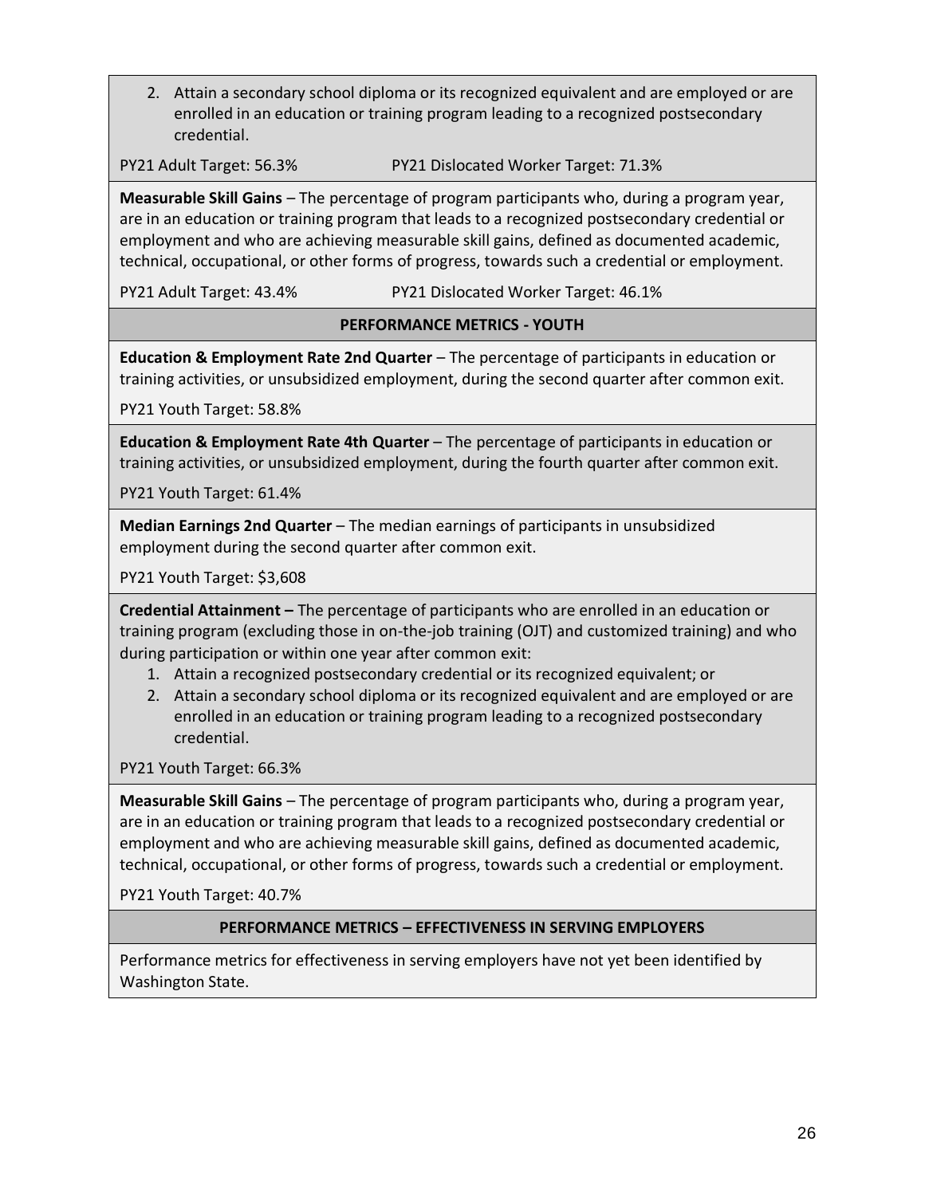2. Attain a secondary school diploma or its recognized equivalent and are employed or are enrolled in an education or training program leading to a recognized postsecondary credential.

PY21 Adult Target: 56.3%　　　　PY21 Dislocated Worker Target: 71.3%

**Measurable Skill Gains** – The percentage of program participants who, during a program year, are in an education or training program that leads to a recognized postsecondary credential or employment and who are achieving measurable skill gains, defined as documented academic, technical, occupational, or other forms of progress, towards such a credential or employment.

PY21 Adult Target: 43.4%　　　　PY21 Dislocated Worker Target: 46.1%

### PERFORMANCE METRICS - YOUTH

**Education & Employment Rate 2nd Quarter** – The percentage of participants in education or training activities, or unsubsidized employment, during the second quarter after common exit.

PY21 Youth Target: 58.8%

**Education & Employment Rate 4th Quarter** – The percentage of participants in education or training activities, or unsubsidized employment, during the fourth quarter after common exit.

PY21 Youth Target: 61.4%

**Median Earnings 2nd Quarter** – The median earnings of participants in unsubsidized employment during the second quarter after common exit.

PY21 Youth Target: $3,608

**Credential Attainment –** The percentage of participants who are enrolled in an education or training program (excluding those in on-the-job training (OJT) and customized training) and who during participation or within one year after common exit:

1. Attain a recognized postsecondary credential or its recognized equivalent; or
2. Attain a secondary school diploma or its recognized equivalent and are employed or are enrolled in an education or training program leading to a recognized postsecondary credential.

PY21 Youth Target: 66.3%

**Measurable Skill Gains** – The percentage of program participants who, during a program year, are in an education or training program that leads to a recognized postsecondary credential or employment and who are achieving measurable skill gains, defined as documented academic, technical, occupational, or other forms of progress, towards such a credential or employment.

PY21 Youth Target: 40.7%

### PERFORMANCE METRICS – EFFECTIVENESS IN SERVING EMPLOYERS

Performance metrics for effectiveness in serving employers have not yet been identified by Washington State.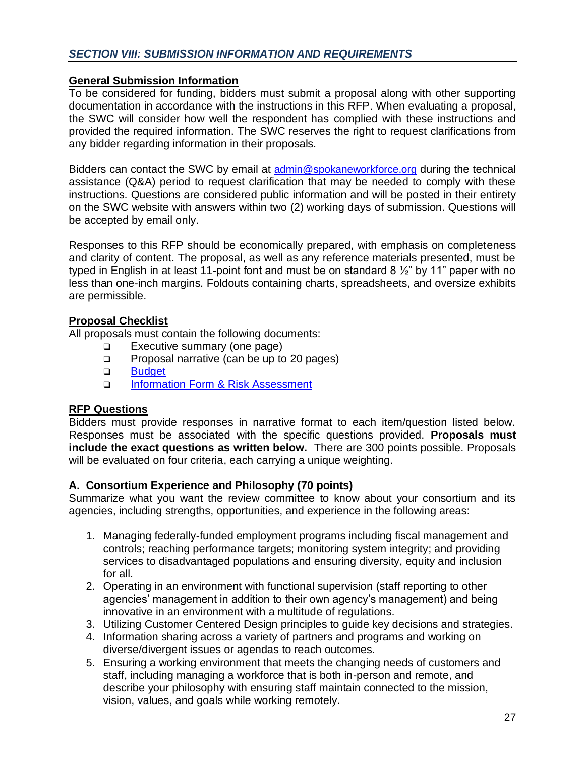## *SECTION VIII: SUBMISSION INFORMATION AND REQUIREMENTS*

**General Submission Information**

To be considered for funding, bidders must submit a proposal along with other supporting documentation in accordance with the instructions in this RFP. When evaluating a proposal, the SWC will consider how well the respondent has complied with these instructions and provided the required information. The SWC reserves the right to request clarifications from any bidder regarding information in their proposals.

Bidders can contact the SWC by email at admin@spokaneworkforce.org during the technical assistance (Q&A) period to request clarification that may be needed to comply with these instructions. Questions are considered public information and will be posted in their entirety on the SWC website with answers within two (2) working days of submission. Questions will be accepted by email only.

Responses to this RFP should be economically prepared, with emphasis on completeness and clarity of content. The proposal, as well as any reference materials presented, must be typed in English in at least 11-point font and must be on standard 8 ½" by 11" paper with no less than one-inch margins. Foldouts containing charts, spreadsheets, and oversize exhibits are permissible.

**Proposal Checklist**

All proposals must contain the following documents:

- ❑ Executive summary (one page)
- ❑ Proposal narrative (can be up to 20 pages)
- ❑ Budget
- ❑ Information Form & Risk Assessment

**RFP Questions**

Bidders must provide responses in narrative format to each item/question listed below. Responses must be associated with the specific questions provided. **Proposals must include the exact questions as written below.** There are 300 points possible. Proposals will be evaluated on four criteria, each carrying a unique weighting.

**A. Consortium Experience and Philosophy (70 points)**

Summarize what you want the review committee to know about your consortium and its agencies, including strengths, opportunities, and experience in the following areas:

1. Managing federally-funded employment programs including fiscal management and controls; reaching performance targets; monitoring system integrity; and providing services to disadvantaged populations and ensuring diversity, equity and inclusion for all.
2. Operating in an environment with functional supervision (staff reporting to other agencies' management in addition to their own agency's management) and being innovative in an environment with a multitude of regulations.
3. Utilizing Customer Centered Design principles to guide key decisions and strategies.
4. Information sharing across a variety of partners and programs and working on diverse/divergent issues or agendas to reach outcomes.
5. Ensuring a working environment that meets the changing needs of customers and staff, including managing a workforce that is both in-person and remote, and describe your philosophy with ensuring staff maintain connected to the mission, vision, values, and goals while working remotely.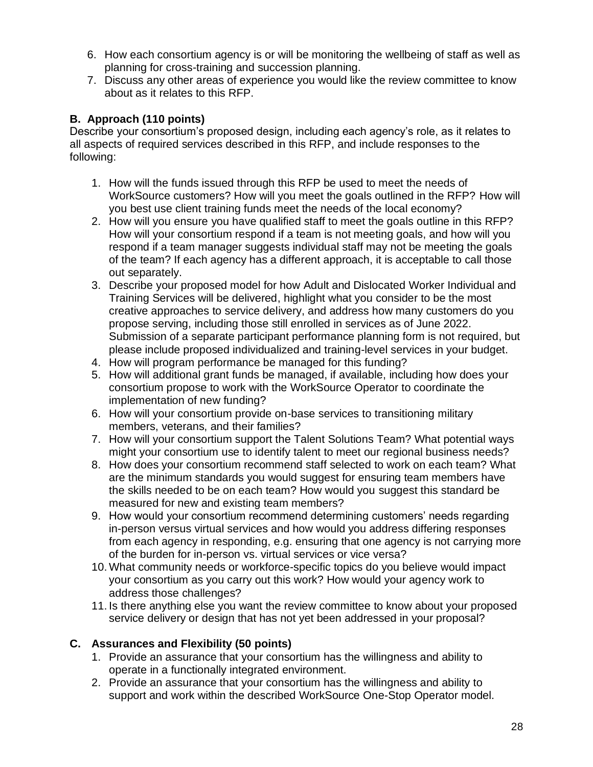6. How each consortium agency is or will be monitoring the wellbeing of staff as well as planning for cross-training and succession planning.
7. Discuss any other areas of experience you would like the review committee to know about as it relates to this RFP.

**B. Approach (110 points)**

Describe your consortium's proposed design, including each agency's role, as it relates to all aspects of required services described in this RFP, and include responses to the following:

1. How will the funds issued through this RFP be used to meet the needs of WorkSource customers? How will you meet the goals outlined in the RFP? How will you best use client training funds meet the needs of the local economy?
2. How will you ensure you have qualified staff to meet the goals outline in this RFP? How will your consortium respond if a team is not meeting goals, and how will you respond if a team manager suggests individual staff may not be meeting the goals of the team? If each agency has a different approach, it is acceptable to call those out separately.
3. Describe your proposed model for how Adult and Dislocated Worker Individual and Training Services will be delivered, highlight what you consider to be the most creative approaches to service delivery, and address how many customers do you propose serving, including those still enrolled in services as of June 2022. Submission of a separate participant performance planning form is not required, but please include proposed individualized and training-level services in your budget.
4. How will program performance be managed for this funding?
5. How will additional grant funds be managed, if available, including how does your consortium propose to work with the WorkSource Operator to coordinate the implementation of new funding?
6. How will your consortium provide on-base services to transitioning military members, veterans, and their families?
7. How will your consortium support the Talent Solutions Team? What potential ways might your consortium use to identify talent to meet our regional business needs?
8. How does your consortium recommend staff selected to work on each team? What are the minimum standards you would suggest for ensuring team members have the skills needed to be on each team? How would you suggest this standard be measured for new and existing team members?
9. How would your consortium recommend determining customers' needs regarding in-person versus virtual services and how would you address differing responses from each agency in responding, e.g. ensuring that one agency is not carrying more of the burden for in-person vs. virtual services or vice versa?
10. What community needs or workforce-specific topics do you believe would impact your consortium as you carry out this work? How would your agency work to address those challenges?
11. Is there anything else you want the review committee to know about your proposed service delivery or design that has not yet been addressed in your proposal?

**C. Assurances and Flexibility (50 points)**

1. Provide an assurance that your consortium has the willingness and ability to operate in a functionally integrated environment.
2. Provide an assurance that your consortium has the willingness and ability to support and work within the described WorkSource One-Stop Operator model.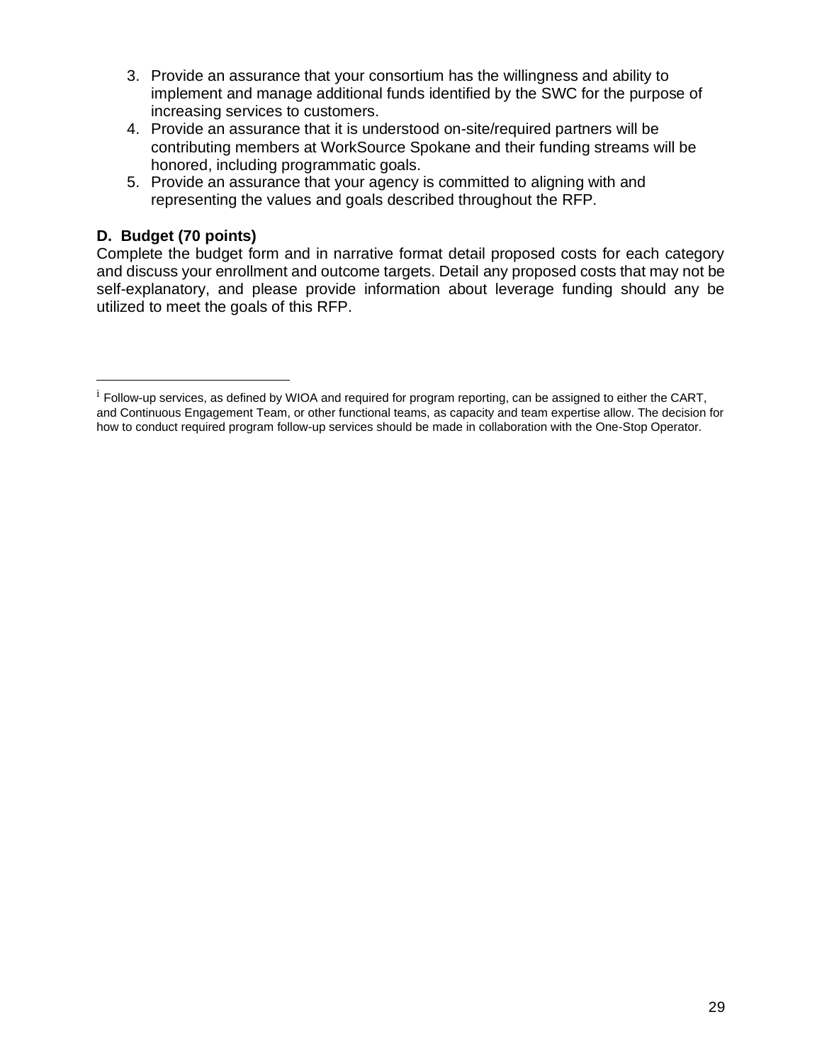3. Provide an assurance that your consortium has the willingness and ability to implement and manage additional funds identified by the SWC for the purpose of increasing services to customers.
4. Provide an assurance that it is understood on-site/required partners will be contributing members at WorkSource Spokane and their funding streams will be honored, including programmatic goals.
5. Provide an assurance that your agency is committed to aligning with and representing the values and goals described throughout the RFP.

**D. Budget (70 points)**

Complete the budget form and in narrative format detail proposed costs for each category and discuss your enrollment and outcome targets. Detail any proposed costs that may not be self-explanatory, and please provide information about leverage funding should any be utilized to meet the goals of this RFP.

---

[i] Follow-up services, as defined by WIOA and required for program reporting, can be assigned to either the CART, and Continuous Engagement Team, or other functional teams, as capacity and team expertise allow. The decision for how to conduct required program follow-up services should be made in collaboration with the One-Stop Operator.